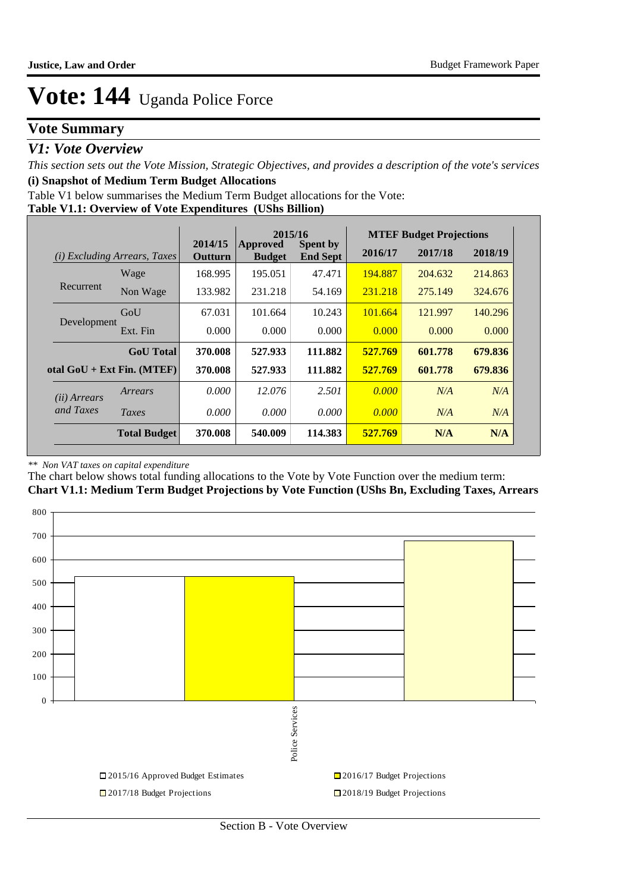# Vote: 144 Uganda Police Force

## Vote Summary

### *V1: Vote Overview*

*This section sets out the Vote Mission, Strategic Objectives, and provides a description of the vote's services*

**(i) Snapshot of Medium Term Budget Allocations**

Table V1 below summarises the Medium Term Budget allocations for the Vote:

**Table V1.1: Overview of Vote Expenditures (UShs Billion)**

| *(i) Excluding Arrears, Taxes* | | 2014/15 Outturn | 2015/16 Approved Budget | 2015/16 Spent by End Sept | MTEF Budget Projections 2016/17 | 2017/18 | 2018/19 |
|---|---|---|---|---|---|---|---|
| Recurrent | Wage | 168.995 | 195.051 | 47.471 | 194.887 | 204.632 | 214.863 |
| | Non Wage | 133.982 | 231.218 | 54.169 | 231.218 | 275.149 | 324.676 |
| Development | GoU | 67.031 | 101.664 | 10.243 | 101.664 | 121.997 | 140.296 |
| | Ext. Fin | 0.000 | 0.000 | 0.000 | 0.000 | 0.000 | 0.000 |
| | **GoU Total** | **370.008** | **527.933** | **111.882** | **527.769** | **601.778** | **679.836** |
| **otal GoU + Ext Fin. (MTEF)** | | **370.008** | **527.933** | **111.882** | **527.769** | **601.778** | **679.836** |
| *(ii) Arrears and Taxes* | *Arrears* | *0.000* | *12.076* | *2.501* | *0.000* | *N/A* | *N/A* |
| | *Taxes* | *0.000* | *0.000* | *0.000* | *0.000* | *N/A* | *N/A* |
| | **Total Budget** | **370.008** | **540.009** | **114.383** | **527.769** | **N/A** | **N/A** |

*\*\* Non VAT taxes on capital expenditure*

The chart below shows total funding allocations to the Vote by Vote Function over the medium term:

**Chart V1.1: Medium Term Budget Projections by Vote Function (UShs Bn, Excluding Taxes, Arrears**

Police Services

- 2015/16 Approved Budget Estimates
- 2016/17 Budget Projections
- 2017/18 Budget Projections
- 2018/19 Budget Projections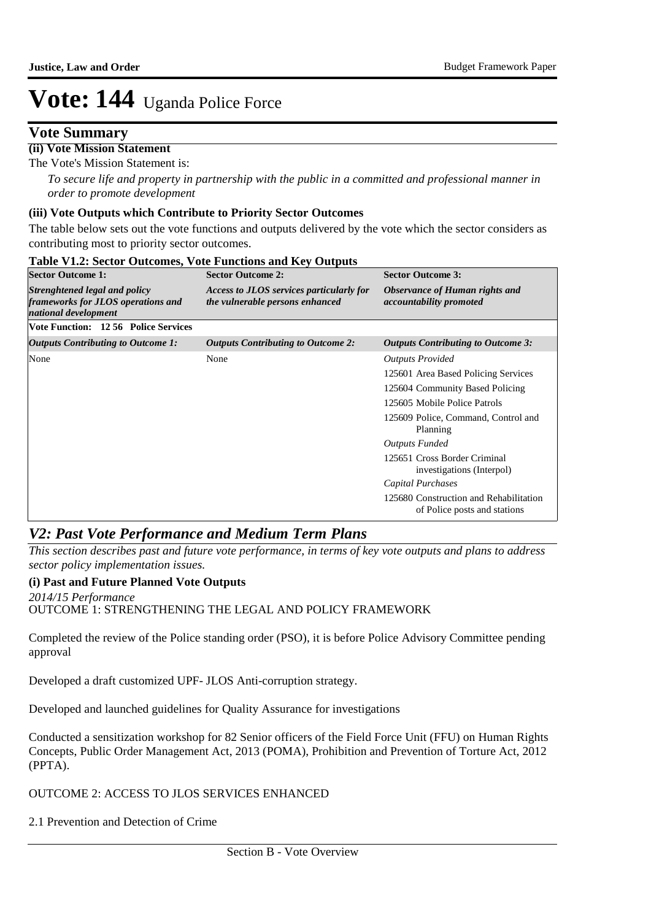# Vote: 144 Uganda Police Force

## Vote Summary

**(ii) Vote Mission Statement**

The Vote's Mission Statement is:

*To secure life and property in partnership with the public in a committed and professional manner in order to promote development*

**(iii) Vote Outputs which Contribute to Priority Sector Outcomes**

The table below sets out the vote functions and outputs delivered by the vote which the sector considers as contributing most to priority sector outcomes.

**Table V1.2: Sector Outcomes, Vote Functions and Key Outputs**

| Sector Outcome 1: | Sector Outcome 2: | Sector Outcome 3: |
|---|---|---|
| ***Strenghtened legal and policy frameworks for JLOS operations and national development*** | ***Access to JLOS services particularly for the vulnerable persons enhanced*** | ***Observance of Human rights and accountability promoted*** |
| **Vote Function: 12 56 Police Services** | | |
| ***Outputs Contributing to Outcome 1:*** | ***Outputs Contributing to Outcome 2:*** | ***Outputs Contributing to Outcome 3:*** |
| None | None | *Outputs Provided*<br>125601 Area Based Policing Services<br>125604 Community Based Policing<br>125605 Mobile Police Patrols<br>125609 Police, Command, Control and Planning<br>*Outputs Funded*<br>125651 Cross Border Criminal investigations (Interpol)<br>*Capital Purchases*<br>125680 Construction and Rehabilitation of Police posts and stations |

## *V2: Past Vote Performance and Medium Term Plans*

*This section describes past and future vote performance, in terms of key vote outputs and plans to address sector policy implementation issues.*

**(i) Past and Future Planned Vote Outputs**

*2014/15 Performance*

OUTCOME 1: STRENGTHENING THE LEGAL AND POLICY FRAMEWORK

Completed the review of the Police standing order (PSO), it is before Police Advisory Committee pending approval

Developed a draft customized UPF- JLOS Anti-corruption strategy.

Developed and launched guidelines for Quality Assurance for investigations

Conducted a sensitization workshop for 82 Senior officers of the Field Force Unit (FFU) on Human Rights Concepts, Public Order Management Act, 2013 (POMA), Prohibition and Prevention of Torture Act, 2012 (PPTA).

OUTCOME 2: ACCESS TO JLOS SERVICES ENHANCED

2.1 Prevention and Detection of Crime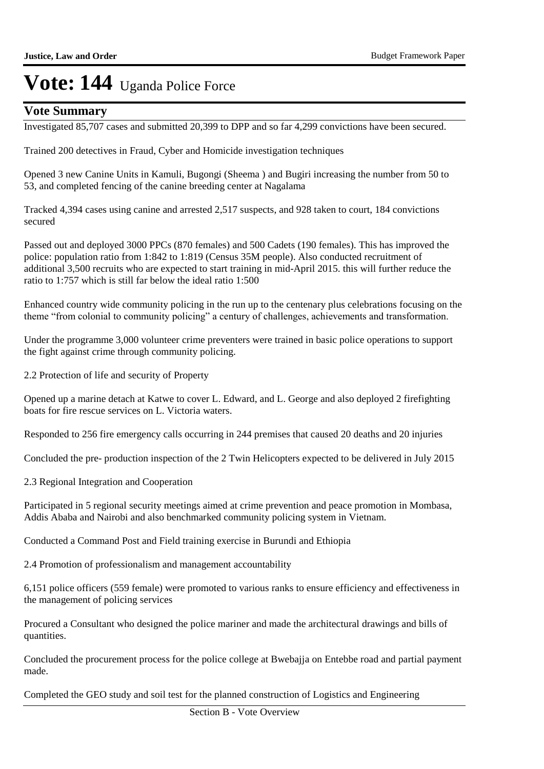# Vote: 144 Uganda Police Force

## Vote Summary

Investigated 85,707 cases and submitted 20,399 to DPP and so far 4,299 convictions have been secured.

Trained 200 detectives in Fraud, Cyber and Homicide investigation techniques

Opened 3 new Canine Units in Kamuli, Bugongi (Sheema ) and Bugiri increasing the number from 50 to 53, and completed fencing of the canine breeding center at Nagalama

Tracked 4,394 cases using canine and arrested 2,517 suspects, and 928 taken to court, 184 convictions secured

Passed out and deployed 3000 PPCs (870 females) and 500 Cadets (190 females). This has improved the police: population ratio from 1:842 to 1:819 (Census 35M people). Also conducted recruitment of additional 3,500 recruits who are expected to start training in mid-April 2015. this will further reduce the ratio to 1:757 which is still far below the ideal ratio 1:500

Enhanced country wide community policing in the run up to the centenary plus celebrations focusing on the theme "from colonial to community policing" a century of challenges, achievements and transformation.

Under the programme 3,000 volunteer crime preventers were trained in basic police operations to support the fight against crime through community policing.

2.2 Protection of life and security of Property

Opened up a marine detach at Katwe to cover L. Edward, and L. George and also deployed 2 firefighting boats for fire rescue services on L. Victoria waters.

Responded to 256 fire emergency calls occurring in 244 premises that caused 20 deaths and 20 injuries

Concluded the pre- production inspection of the 2 Twin Helicopters expected to be delivered in July 2015

2.3 Regional Integration and Cooperation

Participated in 5 regional security meetings aimed at crime prevention and peace promotion in Mombasa, Addis Ababa and Nairobi and also benchmarked community policing system in Vietnam.

Conducted a Command Post and Field training exercise in Burundi and Ethiopia

2.4 Promotion of professionalism and management accountability

6,151 police officers (559 female) were promoted to various ranks to ensure efficiency and effectiveness in the management of policing services

Procured a Consultant who designed the police mariner and made the architectural drawings and bills of quantities.

Concluded the procurement process for the police college at Bwebajja on Entebbe road and partial payment made.

Completed the GEO study and soil test for the planned construction of Logistics and Engineering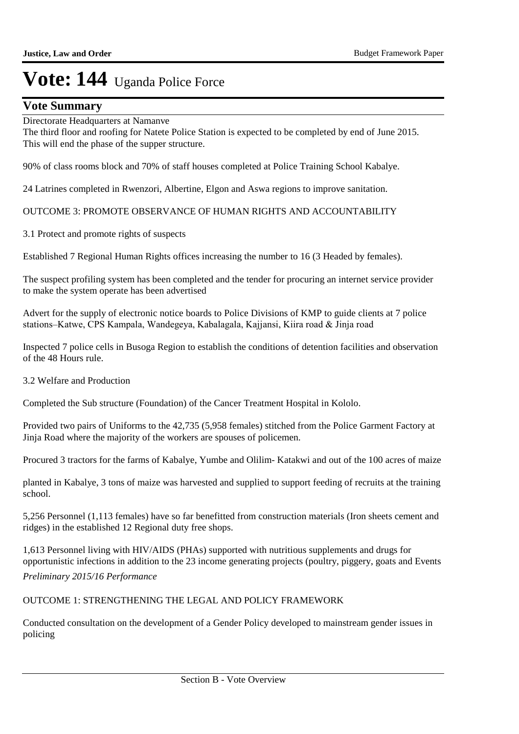# Vote: 144 Uganda Police Force

## Vote Summary

Directorate Headquarters at Namanve
The third floor and roofing for Natete Police Station is expected to be completed by end of June 2015. This will end the phase of the supper structure.

90% of class rooms block and 70% of staff houses completed at Police Training School Kabalye.

24 Latrines completed in Rwenzori, Albertine, Elgon and Aswa regions to improve sanitation.

OUTCOME 3: PROMOTE OBSERVANCE OF HUMAN RIGHTS AND ACCOUNTABILITY

3.1 Protect and promote rights of suspects

Established 7 Regional Human Rights offices increasing the number to 16 (3 Headed by females).

The suspect profiling system has been completed and the tender for procuring an internet service provider to make the system operate has been advertised

Advert for the supply of electronic notice boards to Police Divisions of KMP to guide clients at 7 police stations–Katwe, CPS Kampala, Wandegeya, Kabalagala, Kajjansi, Kiira road & Jinja road

Inspected 7 police cells in Busoga Region to establish the conditions of detention facilities and observation of the 48 Hours rule.

3.2 Welfare and Production

Completed the Sub structure (Foundation) of the Cancer Treatment Hospital in Kololo.

Provided two pairs of Uniforms to the 42,735 (5,958 females) stitched from the Police Garment Factory at Jinja Road where the majority of the workers are spouses of policemen.

Procured 3 tractors for the farms of Kabalye, Yumbe and Olilim- Katakwi and out of the 100 acres of maize

planted in Kabalye, 3 tons of maize was harvested and supplied to support feeding of recruits at the training school.

5,256 Personnel (1,113 females) have so far benefitted from construction materials (Iron sheets cement and ridges) in the established 12 Regional duty free shops.

1,613 Personnel living with HIV/AIDS (PHAs) supported with nutritious supplements and drugs for opportunistic infections in addition to the 23 income generating projects (poultry, piggery, goats and Events

*Preliminary 2015/16 Performance*

OUTCOME 1: STRENGTHENING THE LEGAL AND POLICY FRAMEWORK

Conducted consultation on the development of a Gender Policy developed to mainstream gender issues in policing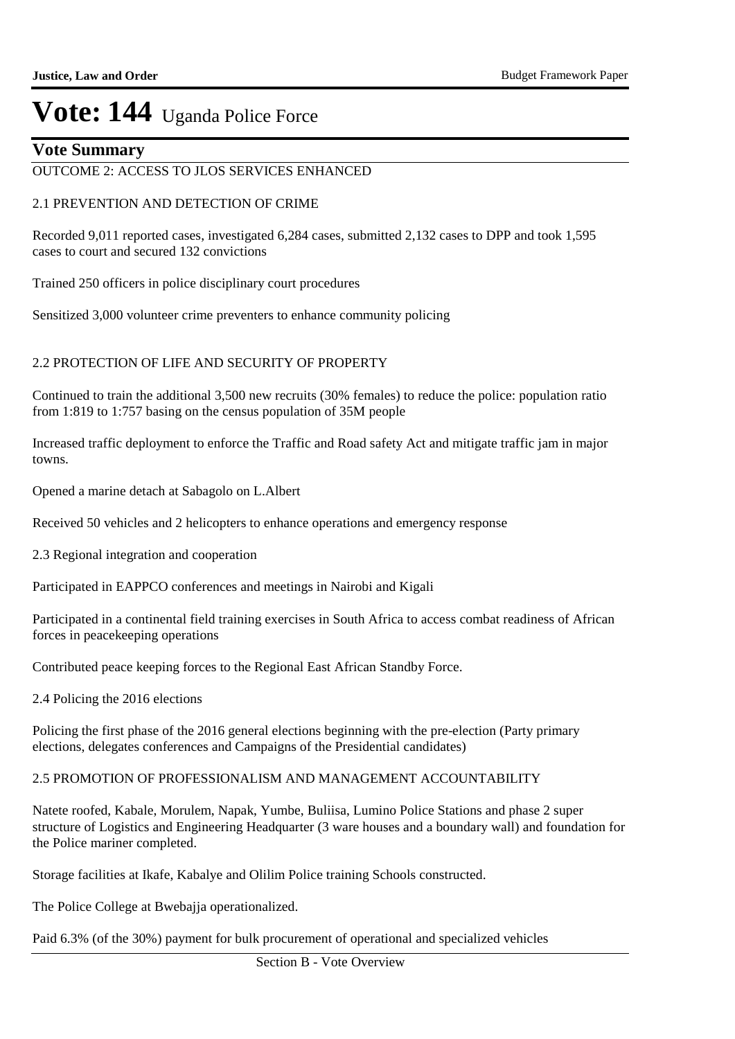# Vote: 144 Uganda Police Force

## Vote Summary

OUTCOME 2: ACCESS TO JLOS SERVICES ENHANCED

2.1 PREVENTION AND DETECTION OF CRIME

Recorded 9,011 reported cases, investigated 6,284 cases, submitted 2,132 cases to DPP and took 1,595 cases to court and secured 132 convictions

Trained 250 officers in police disciplinary court procedures

Sensitized 3,000 volunteer crime preventers to enhance community policing

2.2 PROTECTION OF LIFE AND SECURITY OF PROPERTY

Continued to train the additional 3,500 new recruits (30% females) to reduce the police: population ratio from 1:819 to 1:757 basing on the census population of 35M people

Increased traffic deployment to enforce the Traffic and Road safety Act and mitigate traffic jam in major towns.

Opened a marine detach at Sabagolo on L.Albert

Received 50 vehicles and 2 helicopters to enhance operations and emergency response

2.3 Regional integration and cooperation

Participated in EAPPCO conferences and meetings in Nairobi and Kigali

Participated in a continental field training exercises in South Africa to access combat readiness of African forces in peacekeeping operations

Contributed peace keeping forces to the Regional East African Standby Force.

2.4 Policing the 2016 elections

Policing the first phase of the 2016 general elections beginning with the pre-election (Party primary elections, delegates conferences and Campaigns of the Presidential candidates)

2.5 PROMOTION OF PROFESSIONALISM AND MANAGEMENT ACCOUNTABILITY

Natete roofed, Kabale, Morulem, Napak, Yumbe, Buliisa, Lumino Police Stations and phase 2 super structure of Logistics and Engineering Headquarter (3 ware houses and a boundary wall) and foundation for the Police mariner completed.

Storage facilities at Ikafe, Kabalye and Olilim Police training Schools constructed.

The Police College at Bwebajja operationalized.

Paid 6.3% (of the 30%) payment for bulk procurement of operational and specialized vehicles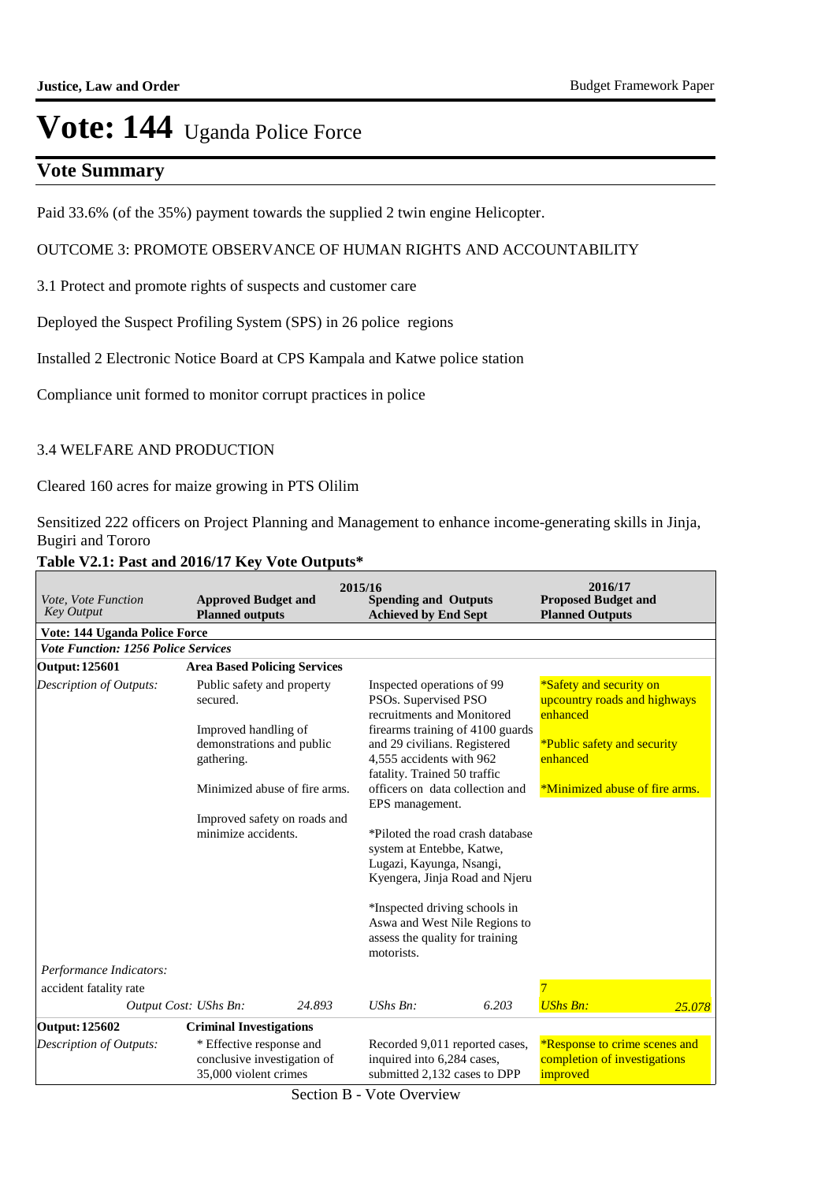Paid 33.6% (of the 35%) payment towards the supplied 2 twin engine Helicopter.

OUTCOME 3: PROMOTE OBSERVANCE OF HUMAN RIGHTS AND ACCOUNTABILITY

3.1 Protect and promote rights of suspects and customer care

Deployed the Suspect Profiling System (SPS) in 26 police regions

Installed 2 Electronic Notice Board at CPS Kampala and Katwe police station

Compliance unit formed to monitor corrupt practices in police

3.4 WELFARE AND PRODUCTION

Cleared 160 acres for maize growing in PTS Olilim

Sensitized 222 officers on Project Planning and Management to enhance income-generating skills in Jinja, Bugiri and Tororo

**Table V2.1: Past and 2016/17 Key Vote Outputs***

| *Vote, Vote Function Key Output* | 2015/16 **Approved Budget and Planned outputs** | | 2015/16 **Spending and Outputs Achieved by End Sept** | | 2016/17 **Proposed Budget and Planned Outputs** | |
|---|---|---|---|---|---|---|
| **Vote: 144 Uganda Police Force** | | | | | | |
| ***Vote Function: 1256 Police Services*** | | | | | | |
| **Output: 125601** | **Area Based Policing Services** | | | | | |
| *Description of Outputs:* | Public safety and property secured.<br><br>Improved handling of demonstrations and public gathering.<br><br>Minimized abuse of fire arms.<br><br>Improved safety on roads and minimize accidents. | | Inspected operations of 99 PSOs. Supervised PSO recruitments and Monitored firearms training of 4100 guards and 29 civilians. Registered 4,555 accidents with 962 fatality. Trained 50 traffic officers on data collection and EPS management.<br><br>*Piloted the road crash database system at Entebbe, Katwe, Lugazi, Kayunga, Nsangi, Kyengera, Jinja Road and Njeru<br><br>*Inspected driving schools in Aswa and West Nile Regions to assess the quality for training motorists. | | *Safety and security on upcountry roads and highways enhanced<br><br>*Public safety and security enhanced<br><br>*Minimized abuse of fire arms. | |
| *Performance Indicators:* | | | | | | |
| accident fatality rate | | | | | 7 | |
| *Output Cost:* | *UShs Bn:* | *24.893* | *UShs Bn:* | *6.203* | *UShs Bn:* | *25.078* |
| **Output: 125602** | **Criminal Investigations** | | | | | |
| *Description of Outputs:* | * Effective response and conclusive investigation of 35,000 violent crimes | | Recorded 9,011 reported cases, inquired into 6,284 cases, submitted 2,132 cases to DPP | | *Response to crime scenes and completion of investigations improved | |

Section B - Vote Overview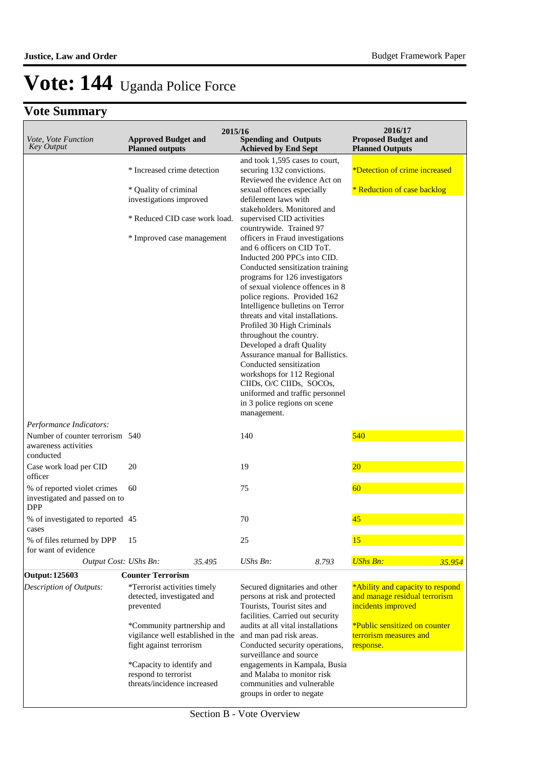# Vote: 144 Uganda Police Force

## Vote Summary

| *Vote, Vote Function Key Output* | 2015/16 Approved Budget and Planned outputs | | 2015/16 Spending and Outputs Achieved by End Sept | | 2016/17 Proposed Budget and Planned Outputs | |
|---|---|---|---|---|---|---|
| | * Increased crime detection<br><br>* Quality of criminal investigations improved<br><br>* Reduced CID case work load.<br><br>* Improved case management | | and took 1,595 cases to court, securing 132 convictions. Reviewed the evidence Act on sexual offences especially defilement laws with stakeholders. Monitored and supervised CID activities countrywide. Trained 97 officers in Fraud investigations and 6 officers on CID ToT. Inducted 200 PPCs into CID. Conducted sensitization training programs for 126 investigators of sexual violence offences in 8 police regions. Provided 162 Intelligence bulletins on Terror threats and vital installations. Profiled 30 High Criminals throughout the country. Developed a draft Quality Assurance manual for Ballistics. Conducted sensitization workshops for 112 Regional CIIDs, O/C CIIDs, SOCOs, uniformed and traffic personnel in 3 police regions on scene management. | | *Detection of crime increased<br><br>* Reduction of case backlog | |
| *Performance Indicators:* | | | | | | |
| Number of counter terrorism awareness activities conducted | 540 | | 140 | | 540 | |
| Case work load per CID officer | 20 | | 19 | | 20 | |
| % of reported violet crimes investigated and passed on to DPP | 60 | | 75 | | 60 | |
| % of investigated to reported cases | 45 | | 70 | | 45 | |
| % of files returned by DPP for want of evidence | 15 | | 25 | | 15 | |
| *Output Cost:* | *UShs Bn:* | *35.495* | *UShs Bn:* | *8.793* | *UShs Bn:* | *35.954* |
| **Output: 125603** | **Counter Terrorism** | | | | | |
| *Description of Outputs:* | *Terrorist activities timely detected, investigated and prevented<br><br>*Community partnership and vigilance well established in the fight against terrorism<br><br>*Capacity to identify and respond to terrorist threats/incidence increased | | Secured dignitaries and other persons at risk and protected Tourists, Tourist sites and facilities. Carried out security audits at all vital installations and man pad risk areas. Conducted security operations, surveillance and source engagements in Kampala, Busia and Malaba to monitor risk communities and vulnerable groups in order to negate | | *Ability and capacity to respond and manage residual terrorism incidents improved<br><br>*Public sensitized on counter terrorism measures and response. | |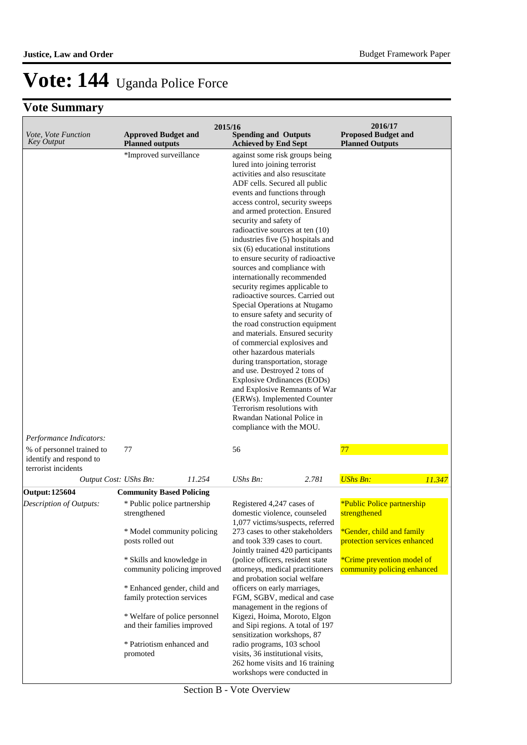# Vote: 144 Uganda Police Force

## Vote Summary

| Vote, Vote Function Key Output | 2015/16 Approved Budget and Planned outputs | | 2015/16 Spending and Outputs Achieved by End Sept | | 2016/17 Proposed Budget and Planned Outputs | |
|---|---|---|---|---|---|---|
| | *Improved surveillance | | against some risk groups being lured into joining terrorist activities and also resuscitate ADF cells. Secured all public events and functions through access control, security sweeps and armed protection. Ensured security and safety of radioactive sources at ten (10) industries five (5) hospitals and six (6) educational institutions to ensure security of radioactive sources and compliance with internationally recommended security regimes applicable to radioactive sources. Carried out Special Operations at Ntugamo to ensure safety and security of the road construction equipment and materials. Ensured security of commercial explosives and other hazardous materials during transportation, storage and use. Destroyed 2 tons of Explosive Ordinances (EODs) and Explosive Remnants of War (ERWs). Implemented Counter Terrorism resolutions with Rwandan National Police in compliance with the MOU. | | | |
| *Performance Indicators:* | | | | | | |
| % of personnel trained to identify and respond to terrorist incidents | 77 | | 56 | | 77 | |
| *Output Cost:* | *UShs Bn:* | *11.254* | *UShs Bn:* | *2.781* | *UShs Bn:* | *11.347* |
| **Output: 125604** | **Community Based Policing** | | | | | |
| *Description of Outputs:* | * Public police partnership strengthened<br><br>* Model community policing posts rolled out<br><br>* Skills and knowledge in community policing improved<br><br>* Enhanced gender, child and family protection services<br><br>* Welfare of police personnel and their families improved<br><br>* Patriotism enhanced and promoted | | Registered 4,247 cases of domestic violence, counseled 1,077 victims/suspects, referred 273 cases to other stakeholders and took 339 cases to court. Jointly trained 420 participants (police officers, resident state attorneys, medical practitioners and probation social welfare officers on early marriages, FGM, SGBV, medical and case management in the regions of Kigezi, Hoima, Moroto, Elgon and Sipi regions. A total of 197 sensitization workshops, 87 radio programs, 103 school visits, 36 institutional visits, 262 home visits and 16 training workshops were conducted in | | *Public Police partnership strengthened<br><br>*Gender, child and family protection services enhanced<br><br>*Crime prevention model of community policing enhanced | |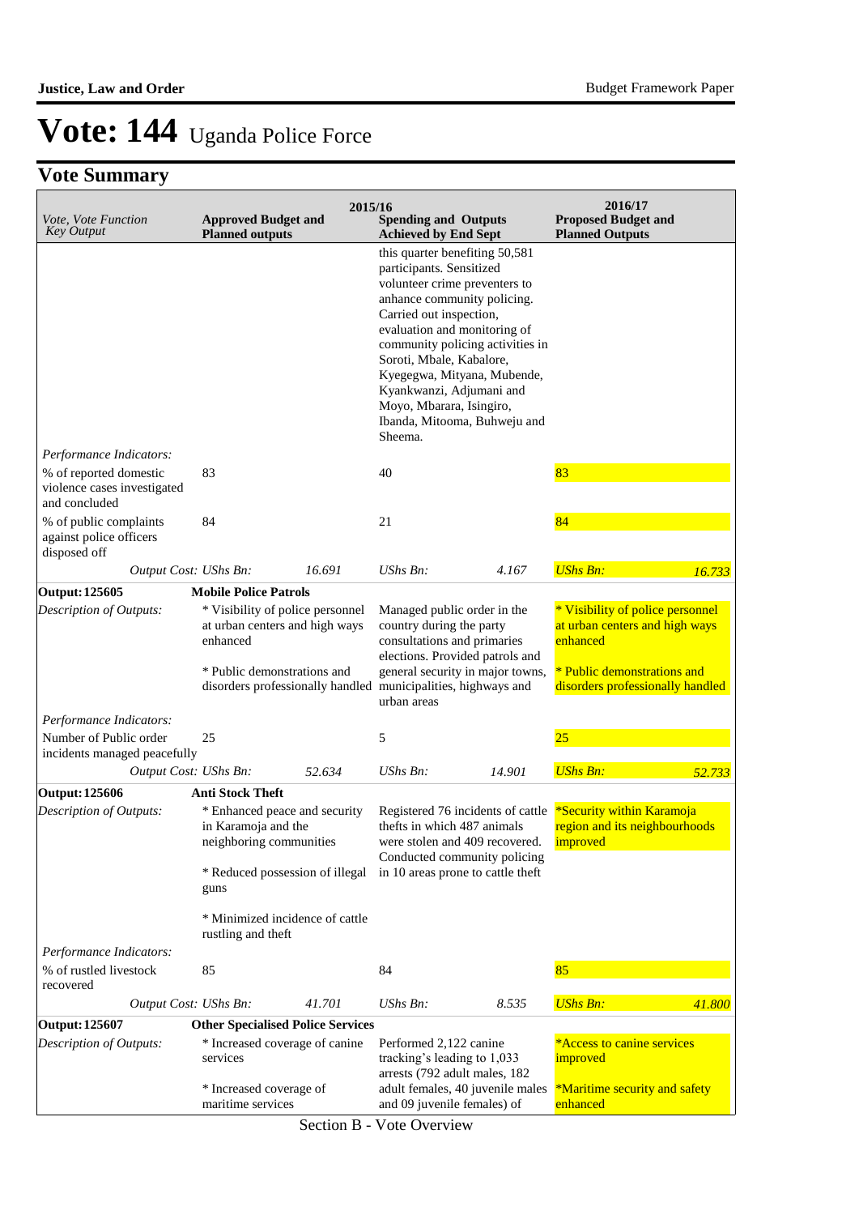# Vote: 144 Uganda Police Force

## Vote Summary

| *Vote, Vote Function Key Output* | 2015/16 **Approved Budget and Planned outputs** | | 2015/16 **Spending and Outputs Achieved by End Sept** | | 2016/17 **Proposed Budget and Planned Outputs** | |
|---|---|---|---|---|---|---|
| | | | this quarter benefiting 50,581 participants. Sensitized volunteer crime preventers to anhance community policing. Carried out inspection, evaluation and monitoring of community policing activities in Soroti, Mbale, Kabalore, Kyegegwa, Mityana, Mubende, Kyankwanzi, Adjumani and Moyo, Mbarara, Isingiro, Ibanda, Mitooma, Buhweju and Sheema. | | | |
| *Performance Indicators:* | | | | | | |
| % of reported domestic violence cases investigated and concluded | 83 | | 40 | | 83 | |
| % of public complaints against police officers disposed off | 84 | | 21 | | 84 | |
| *Output Cost:* | *UShs Bn:* | *16.691* | *UShs Bn:* | *4.167* | *UShs Bn:* | *16.733* |
| **Output: 125605** | **Mobile Police Patrols** | | | | | |
| *Description of Outputs:* | * Visibility of police personnel at urban centers and high ways enhanced<br><br>* Public demonstrations and disorders professionally handled | | Managed public order in the country during the party consultations and primaries elections. Provided patrols and general security in major towns, municipalities, highways and urban areas | | * Visibility of police personnel at urban centers and high ways enhanced<br><br>* Public demonstrations and disorders professionally handled | |
| *Performance Indicators:* | | | | | | |
| Number of Public order incidents managed peacefully | 25 | | 5 | | 25 | |
| *Output Cost:* | *UShs Bn:* | *52.634* | *UShs Bn:* | *14.901* | *UShs Bn:* | *52.733* |
| **Output: 125606** | **Anti Stock Theft** | | | | | |
| *Description of Outputs:* | * Enhanced peace and security in Karamoja and the neighboring communities<br><br>* Reduced possession of illegal guns<br><br>* Minimized incidence of cattle rustling and theft | | Registered 76 incidents of cattle thefts in which 487 animals were stolen and 409 recovered. Conducted community policing in 10 areas prone to cattle theft | | *Security within Karamoja region and its neighbourhoods improved | |
| *Performance Indicators:* | | | | | | |
| % of rustled livestock recovered | 85 | | 84 | | 85 | |
| *Output Cost:* | *UShs Bn:* | *41.701* | *UShs Bn:* | *8.535* | *UShs Bn:* | *41.800* |
| **Output: 125607** | **Other Specialised Police Services** | | | | | |
| *Description of Outputs:* | * Increased coverage of canine services<br><br>* Increased coverage of maritime services | | Performed 2,122 canine tracking's leading to 1,033 arrests (792 adult males, 182 adult females, 40 juvenile males and 09 juvenile females) of | | *Access to canine services improved<br><br>*Maritime security and safety enhanced | |

Section B - Vote Overview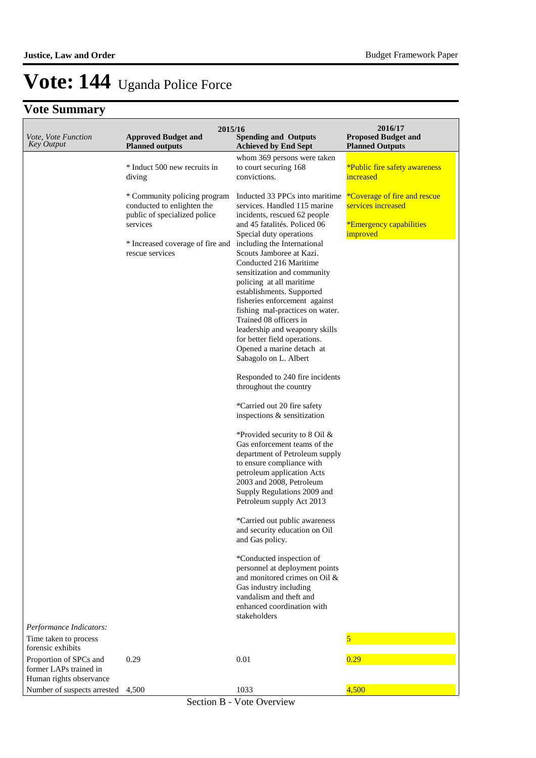# Vote: 144 Uganda Police Force

## Vote Summary

| *Vote, Vote Function Key Output* | 2015/16 Approved Budget and Planned outputs | 2015/16 Spending and Outputs Achieved by End Sept | 2016/17 Proposed Budget and Planned Outputs |
|---|---|---|---|
| | * Induct 500 new recruits in diving<br><br>* Community policing program conducted to enlighten the public of specialized police services<br><br>* Increased coverage of fire and rescue services | whom 369 persons were taken to court securing 168 convictions.<br><br>Inducted 33 PPCs into maritime services. Handled 115 marine incidents, rescued 62 people and 45 fatalités. Policed 06 Special duty operations including the International Scouts Jamboree at Kazi. Conducted 216 Maritime sensitization and community policing at all maritime establishments. Supported fisheries enforcement against fishing mal-practices on water. Trained 08 officers in leadership and weaponry skills for better field operations. Opened a marine detach at Sabagolo on L. Albert<br><br>Responded to 240 fire incidents throughout the country<br><br>*Carried out 20 fire safety inspections & sensitization<br><br>*Provided security to 8 Oil & Gas enforcement teams of the department of Petroleum supply to ensure compliance with petroleum application Acts 2003 and 2008, Petroleum Supply Regulations 2009 and Petroleum supply Act 2013<br><br>*Carried out public awareness and security education on Oil and Gas policy.<br><br>*Conducted inspection of personnel at deployment points and monitored crimes on Oil & Gas industry including vandalism and theft and enhanced coordination with stakeholders | *Public fire safety awareness increased<br><br>*Coverage of fire and rescue services increased<br><br>*Emergency capabilities improved |
| *Performance Indicators:* | | | |
| Time taken to process forensic exhibits | | | 5 |
| Proportion of SPCs and former LAPs trained in Human rights observance | 0.29 | 0.01 | 0.29 |
| Number of suspects arrested | 4,500 | 1033 | 4,500 |

Section B - Vote Overview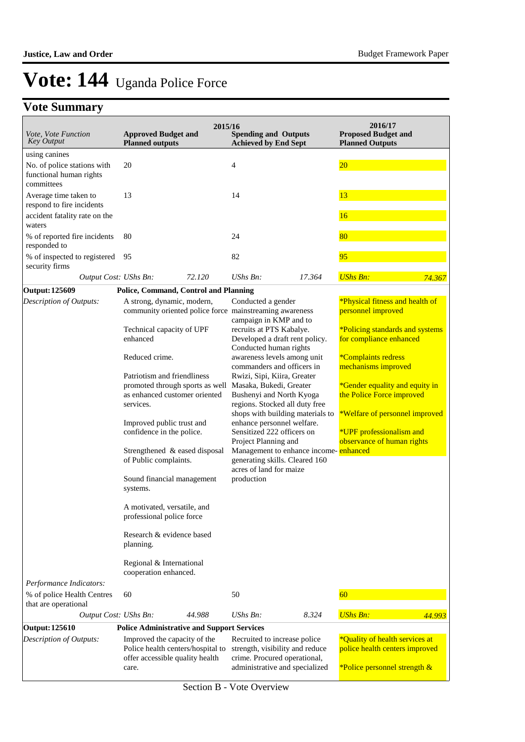# Vote: 144 Uganda Police Force

## Vote Summary

| Vote, Vote Function Key Output | 2015/16 Approved Budget and Planned outputs | | 2015/16 Spending and Outputs Achieved by End Sept | | 2016/17 Proposed Budget and Planned Outputs | |
|---|---|---|---|---|---|---|
| using canines | | | | | | |
| No. of police stations with functional human rights committees | 20 | | 4 | | 20 | |
| Average time taken to respond to fire incidents | 13 | | 14 | | 13 | |
| accident fatality rate on the waters | | | | | 16 | |
| % of reported fire incidents responded to | 80 | | 24 | | 80 | |
| % of inspected to registered security firms | 95 | | 82 | | 95 | |
| *Output Cost:* | *UShs Bn:* | *72.120* | *UShs Bn:* | *17.364* | *UShs Bn:* | *74.367* |
| **Output: 125609** | **Police, Command, Control and Planning** | | | | | |
| *Description of Outputs:* | A strong, dynamic, modern, community oriented police force<br><br>Technical capacity of UPF enhanced<br><br>Reduced crime.<br><br>Patriotism and friendliness promoted through sports as well as enhanced customer oriented services.<br><br>Improved public trust and confidence in the police.<br><br>Strengthened & eased disposal of Public complaints.<br><br>Sound financial management systems.<br><br>A motivated, versatile, and professional police force<br><br>Research & evidence based planning.<br><br>Regional & International cooperation enhanced. | | Conducted a gender mainstreaming awareness campaign in KMP and to recruits at PTS Kabalye. Developed a draft rent policy. Conducted human rights awareness levels among unit commanders and officers in Rwizi, Sipi, Kiira, Greater Masaka, Bukedi, Greater Bushenyi and North Kyoga regions. Stocked all duty free shops with building materials to enhance personnel welfare. Sensitized 222 officers on Project Planning and Management to enhance income-generating skills. Cleared 160 acres of land for maize production | | *Physical fitness and health of personnel improved<br><br>*Policing standards and systems for compliance enhanced<br><br>*Complaints redress mechanisms improved<br><br>*Gender equality and equity in the Police Force improved<br><br>*Welfare of personnel improved<br><br>*UPF professionalism and observance of human rights enhanced | |
| *Performance Indicators:* | | | | | | |
| % of police Health Centres that are operational | 60 | | 50 | | 60 | |
| *Output Cost:* | *UShs Bn:* | *44.988* | *UShs Bn:* | *8.324* | *UShs Bn:* | *44.993* |
| **Output: 125610** | **Police Administrative and Support Services** | | | | | |
| *Description of Outputs:* | Improved the capacity of the Police health centers/hospital to offer accessible quality health care. | | Recruited to increase police strength, visibility and reduce crime. Procured operational, administrative and specialized | | *Quality of health services at police health centers improved<br><br>*Police personnel strength & | |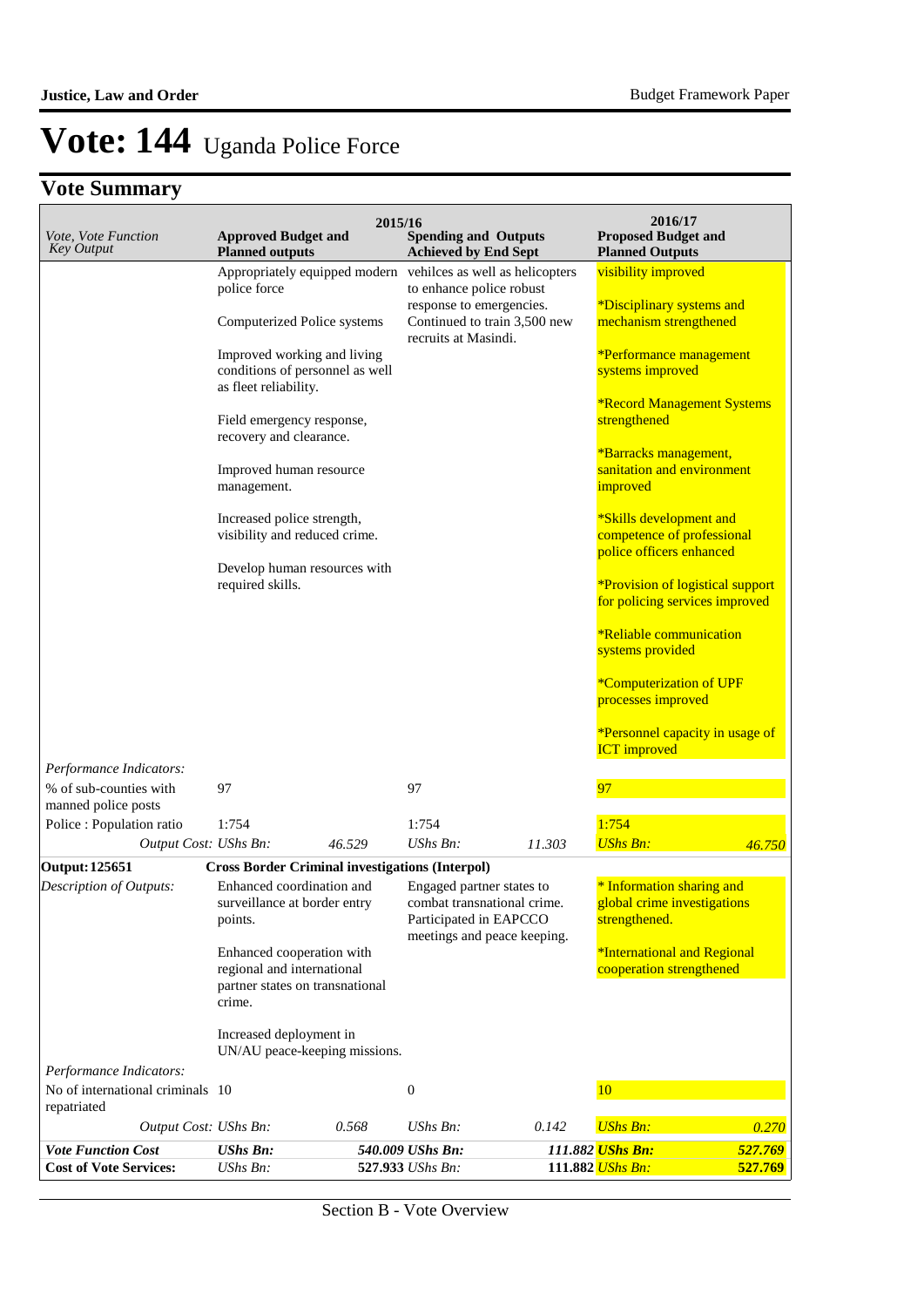# Vote: 144 Uganda Police Force

## Vote Summary

| *Vote, Vote Function Key Output* | 2015/16 **Approved Budget and Planned outputs** | | 2015/16 **Spending and Outputs Achieved by End Sept** | | 2016/17 **Proposed Budget and Planned Outputs** | |
|---|---|---|---|---|---|---|
| | Appropriately equipped modern police force<br><br>Computerized Police systems<br><br>Improved working and living conditions of personnel as well as fleet reliability.<br><br>Field emergency response, recovery and clearance.<br><br>Improved human resource management.<br><br>Increased police strength, visibility and reduced crime.<br><br>Develop human resources with required skills. | | vehilces as well as helicopters to enhance police robust response to emergencies. Continued to train 3,500 new recruits at Masindi. | | visibility improved<br><br>*Disciplinary systems and mechanism strengthened<br><br>*Performance management systems improved<br><br>*Record Management Systems strengthened<br><br>*Barracks management, sanitation and environment improved<br><br>*Skills development and competence of professional police officers enhanced<br><br>*Provision of logistical support for policing services improved<br><br>*Reliable communication systems provided<br><br>*Computerization of UPF processes improved<br><br>*Personnel capacity in usage of ICT improved | |
| *Performance Indicators:* | | | | | | |
| % of sub-counties with manned police posts | 97 | | 97 | | 97 | |
| Police : Population ratio | 1:754 | | 1:754 | | 1:754 | |
| *Output Cost:* | *UShs Bn:* | *46.529* | *UShs Bn:* | *11.303* | *UShs Bn:* | *46.750* |
| **Output: 125651** | **Cross Border Criminal investigations (Interpol)** | | | | | |
| *Description of Outputs:* | Enhanced coordination and surveillance at border entry points.<br><br>Enhanced cooperation with regional and international partner states on transnational crime.<br><br>Increased deployment in UN/AU peace-keeping missions. | | Engaged partner states to combat transnational crime. Participated in EAPCCO meetings and peace keeping. | | * Information sharing and global crime investigations strengthened.<br><br>*International and Regional cooperation strengthened | |
| *Performance Indicators:* | | | | | | |
| No of international criminals repatriated | 10 | | 0 | | 10 | |
| *Output Cost:* | *UShs Bn:* | *0.568* | *UShs Bn:* | *0.142* | *UShs Bn:* | *0.270* |
| ***Vote Function Cost*** | ***UShs Bn:*** | ***540.009*** | ***UShs Bn:*** | ***111.882*** | ***UShs Bn:*** | ***527.769*** |
| **Cost of Vote Services:** | *UShs Bn:* | **527.933** | *UShs Bn:* | **111.882** | *UShs Bn:* | **527.769** |

Section B - Vote Overview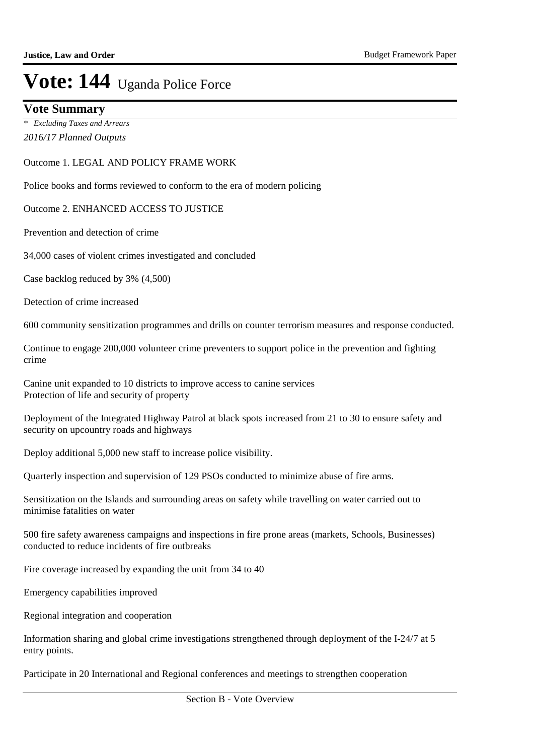# Vote: 144 Uganda Police Force

## Vote Summary

*\* Excluding Taxes and Arrears*

*2016/17 Planned Outputs*

Outcome 1. LEGAL AND POLICY FRAME WORK

Police books and forms reviewed to conform to the era of modern policing

Outcome 2. ENHANCED ACCESS TO JUSTICE

Prevention and detection of crime

34,000 cases of violent crimes investigated and concluded

Case backlog reduced by 3% (4,500)

Detection of crime increased

600 community sensitization programmes and drills on counter terrorism measures and response conducted.

Continue to engage 200,000 volunteer crime preventers to support police in the prevention and fighting crime

Canine unit expanded to 10 districts to improve access to canine services
Protection of life and security of property

Deployment of the Integrated Highway Patrol at black spots increased from 21 to 30 to ensure safety and security on upcountry roads and highways

Deploy additional 5,000 new staff to increase police visibility.

Quarterly inspection and supervision of 129 PSOs conducted to minimize abuse of fire arms.

Sensitization on the Islands and surrounding areas on safety while travelling on water carried out to minimise fatalities on water

500 fire safety awareness campaigns and inspections in fire prone areas (markets, Schools, Businesses) conducted to reduce incidents of fire outbreaks

Fire coverage increased by expanding the unit from 34 to 40

Emergency capabilities improved

Regional integration and cooperation

Information sharing and global crime investigations strengthened through deployment of the I-24/7 at 5 entry points.

Participate in 20 International and Regional conferences and meetings to strengthen cooperation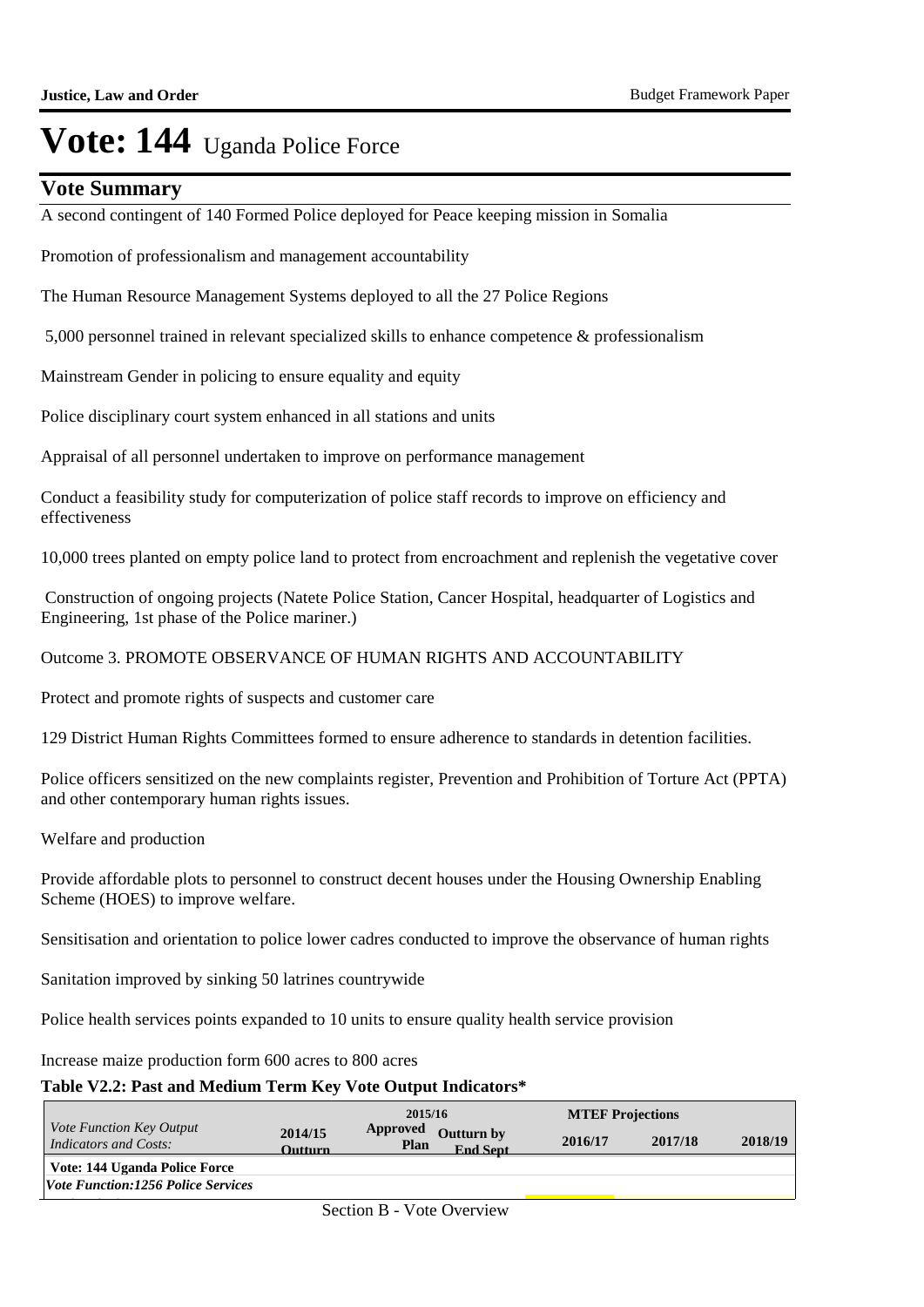# Vote: 144 Uganda Police Force

## Vote Summary

A second contingent of 140 Formed Police deployed for Peace keeping mission in Somalia

Promotion of professionalism and management accountability

The Human Resource Management Systems deployed to all the 27 Police Regions

5,000 personnel trained in relevant specialized skills to enhance competence & professionalism

Mainstream Gender in policing to ensure equality and equity

Police disciplinary court system enhanced in all stations and units

Appraisal of all personnel undertaken to improve on performance management

Conduct a feasibility study for computerization of police staff records to improve on efficiency and effectiveness

10,000 trees planted on empty police land to protect from encroachment and replenish the vegetative cover

Construction of ongoing projects (Natete Police Station, Cancer Hospital, headquarter of Logistics and Engineering, 1st phase of the Police mariner.)

Outcome 3. PROMOTE OBSERVANCE OF HUMAN RIGHTS AND ACCOUNTABILITY

Protect and promote rights of suspects and customer care

129 District Human Rights Committees formed to ensure adherence to standards in detention facilities.

Police officers sensitized on the new complaints register, Prevention and Prohibition of Torture Act (PPTA) and other contemporary human rights issues.

Welfare and production

Provide affordable plots to personnel to construct decent houses under the Housing Ownership Enabling Scheme (HOES) to improve welfare.

Sensitisation and orientation to police lower cadres conducted to improve the observance of human rights

Sanitation improved by sinking 50 latrines countrywide

Police health services points expanded to 10 units to ensure quality health service provision

Increase maize production form 600 acres to 800 acres

**Table V2.2: Past and Medium Term Key Vote Output Indicators***

| *Vote Function Key Output Indicators and Costs:* | 2014/15 Outturn | 2015/16 Approved Plan | 2015/16 Outturn by End Sept | 2016/17 | 2017/18 | 2018/19 |
|---|---|---|---|---|---|---|
| **Vote: 144 Uganda Police Force** | | | | | | |
| ***Vote Function:1256 Police Services*** | | | | | | |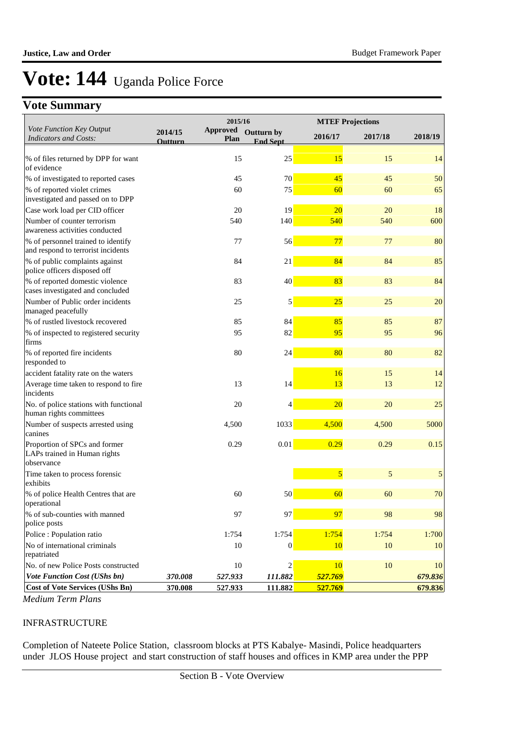# Vote: 144 Uganda Police Force

## Vote Summary

| Vote Function Key Output Indicators and Costs: | 2014/15 Outturn | 2015/16 Approved Plan | 2015/16 Outturn by End Sept | 2016/17 | 2017/18 | 2018/19 |
|---|---|---|---|---|---|---|
| % of files returned by DPP for want of evidence | | 15 | 25 | 15 | 15 | 14 |
| % of investigated to reported cases | | 45 | 70 | 45 | 45 | 50 |
| % of reported violet crimes investigated and passed on to DPP | | 60 | 75 | 60 | 60 | 65 |
| Case work load per CID officer | | 20 | 19 | 20 | 20 | 18 |
| Number of counter terrorism awareness activities conducted | | 540 | 140 | 540 | 540 | 600 |
| % of personnel trained to identify and respond to terrorist incidents | | 77 | 56 | 77 | 77 | 80 |
| % of public complaints against police officers disposed off | | 84 | 21 | 84 | 84 | 85 |
| % of reported domestic violence cases investigated and concluded | | 83 | 40 | 83 | 83 | 84 |
| Number of Public order incidents managed peacefully | | 25 | 5 | 25 | 25 | 20 |
| % of rustled livestock recovered | | 85 | 84 | 85 | 85 | 87 |
| % of inspected to registered security firms | | 95 | 82 | 95 | 95 | 96 |
| % of reported fire incidents responded to | | 80 | 24 | 80 | 80 | 82 |
| accident fatality rate on the waters | | | | 16 | 15 | 14 |
| Average time taken to respond to fire incidents | | 13 | 14 | 13 | 13 | 12 |
| No. of police stations with functional human rights committees | | 20 | 4 | 20 | 20 | 25 |
| Number of suspects arrested using canines | | 4,500 | 1033 | 4,500 | 4,500 | 5000 |
| Proportion of SPCs and former LAPs trained in Human rights observance | | 0.29 | 0.01 | 0.29 | 0.29 | 0.15 |
| Time taken to process forensic exhibits | | | | 5 | 5 | 5 |
| % of police Health Centres that are operational | | 60 | 50 | 60 | 60 | 70 |
| % of sub-counties with manned police posts | | 97 | 97 | 97 | 98 | 98 |
| Police : Population ratio | | 1:754 | 1:754 | 1:754 | 1:754 | 1:700 |
| No of international criminals repatriated | | 10 | 0 | 10 | 10 | 10 |
| No. of new Police Posts constructed | | 10 | 2 | 10 | 10 | 10 |
| ***Vote Function Cost (UShs bn)*** | ***370.008*** | ***527.933*** | ***111.882*** | ***527.769*** | | ***679.836*** |
| **Cost of Vote Services (UShs Bn)** | **370.008** | **527.933** | **111.882** | **527.769** | | **679.836** |

*Medium Term Plans*

INFRASTRUCTURE

Completion of Nateete Police Station, classroom blocks at PTS Kabalye- Masindi, Police headquarters under JLOS House project and start construction of staff houses and offices in KMP area under the PPP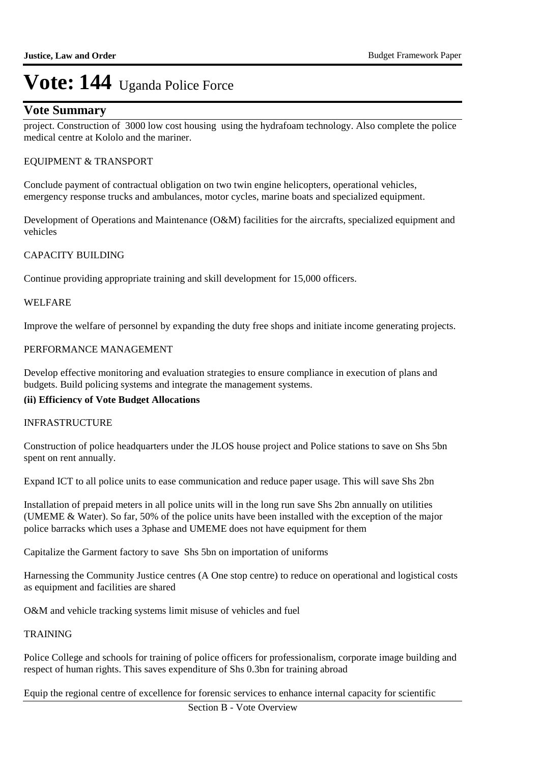# Vote: 144 Uganda Police Force

## Vote Summary

project. Construction of 3000 low cost housing using the hydrafoam technology. Also complete the police medical centre at Kololo and the mariner.

EQUIPMENT & TRANSPORT

Conclude payment of contractual obligation on two twin engine helicopters, operational vehicles, emergency response trucks and ambulances, motor cycles, marine boats and specialized equipment.

Development of Operations and Maintenance (O&M) facilities for the aircrafts, specialized equipment and vehicles

CAPACITY BUILDING

Continue providing appropriate training and skill development for 15,000 officers.

WELFARE

Improve the welfare of personnel by expanding the duty free shops and initiate income generating projects.

PERFORMANCE MANAGEMENT

Develop effective monitoring and evaluation strategies to ensure compliance in execution of plans and budgets. Build policing systems and integrate the management systems.

**(ii) Efficiency of Vote Budget Allocations**

INFRASTRUCTURE

Construction of police headquarters under the JLOS house project and Police stations to save on Shs 5bn spent on rent annually.

Expand ICT to all police units to ease communication and reduce paper usage. This will save Shs 2bn

Installation of prepaid meters in all police units will in the long run save Shs 2bn annually on utilities (UMEME & Water). So far, 50% of the police units have been installed with the exception of the major police barracks which uses a 3phase and UMEME does not have equipment for them

Capitalize the Garment factory to save Shs 5bn on importation of uniforms

Harnessing the Community Justice centres (A One stop centre) to reduce on operational and logistical costs as equipment and facilities are shared

O&M and vehicle tracking systems limit misuse of vehicles and fuel

TRAINING

Police College and schools for training of police officers for professionalism, corporate image building and respect of human rights. This saves expenditure of Shs 0.3bn for training abroad

Equip the regional centre of excellence for forensic services to enhance internal capacity for scientific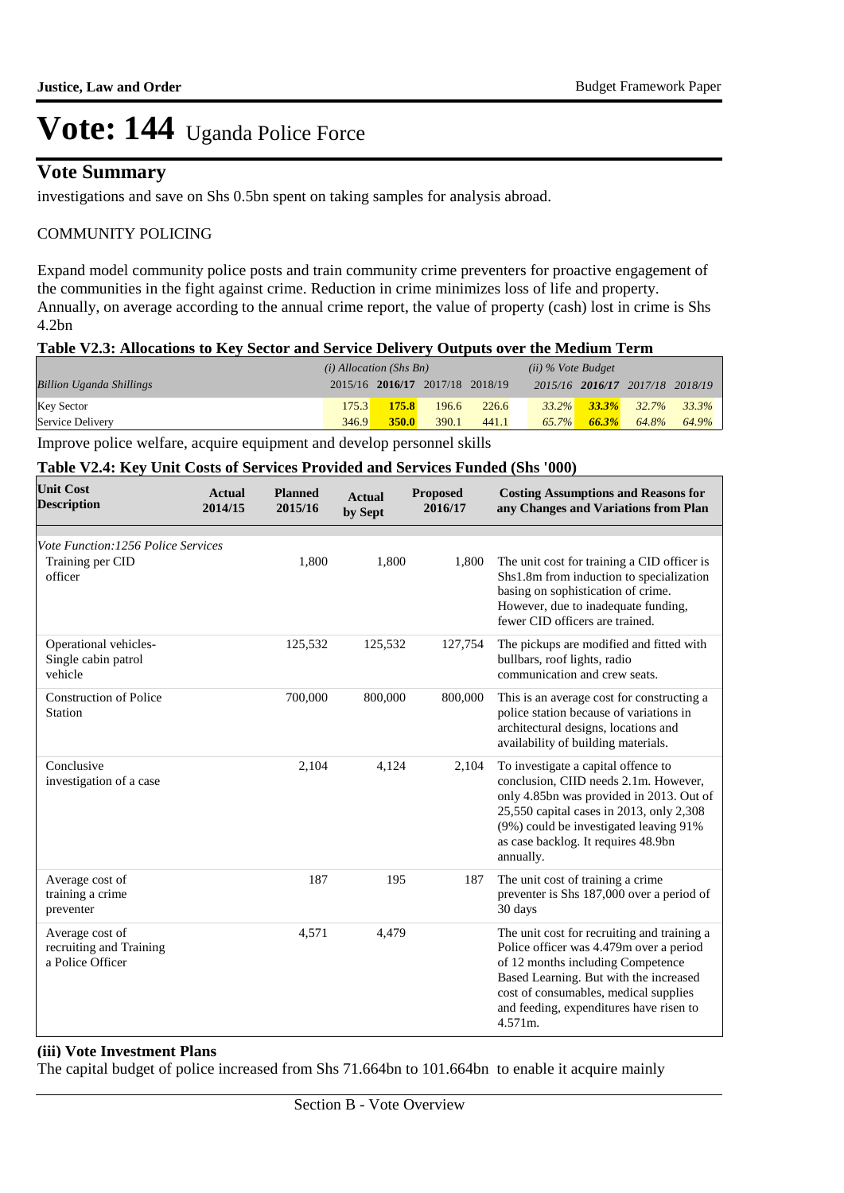# Vote: 144 Uganda Police Force

## Vote Summary

investigations and save on Shs 0.5bn spent on taking samples for analysis abroad.

COMMUNITY POLICING

Expand model community police posts and train community crime preventers for proactive engagement of the communities in the fight against crime. Reduction in crime minimizes loss of life and property. Annually, on average according to the annual crime report, the value of property (cash) lost in crime is Shs 4.2bn

**Table V2.3: Allocations to Key Sector and Service Delivery Outputs over the Medium Term**

| | *(i) Allocation (Shs Bn)* | | | | *(ii) % Vote Budget* | | | |
|---|---|---|---|---|---|---|---|---|
| *Billion Uganda Shillings* | 2015/16 | **2016/17** | 2017/18 | 2018/19 | *2015/16* | ***2016/17*** | *2017/18* | *2018/19* |
| Key Sector | 175.3 | **175.8** | 196.6 | 226.6 | *33.2%* | ***33.3%*** | *32.7%* | *33.3%* |
| Service Delivery | 346.9 | **350.0** | 390.1 | 441.1 | *65.7%* | ***66.3%*** | *64.8%* | *64.9%* |

Improve police welfare, acquire equipment and develop personnel skills

**Table V2.4: Key Unit Costs of Services Provided and Services Funded (Shs '000)**

| Unit Cost Description | Actual 2014/15 | Planned 2015/16 | Actual by Sept | Proposed 2016/17 | Costing Assumptions and Reasons for any Changes and Variations from Plan |
|---|---|---|---|---|---|
| *Vote Function:1256 Police Services* | | | | | |
| Training per CID officer | | 1,800 | 1,800 | 1,800 | The unit cost for training a CID officer is Shs1.8m from induction to specialization basing on sophistication of crime. However, due to inadequate funding, fewer CID officers are trained. |
| Operational vehicles- Single cabin patrol vehicle | | 125,532 | 125,532 | 127,754 | The pickups are modified and fitted with bullbars, roof lights, radio communication and crew seats. |
| Construction of Police Station | | 700,000 | 800,000 | 800,000 | This is an average cost for constructing a police station because of variations in architectural designs, locations and availability of building materials. |
| Conclusive investigation of a case | | 2,104 | 4,124 | 2,104 | To investigate a capital offence to conclusion, CIID needs 2.1m. However, only 4.85bn was provided in 2013. Out of 25,550 capital cases in 2013, only 2,308 (9%) could be investigated leaving 91% as case backlog. It requires 48.9bn annually. |
| Average cost of training a crime preventer | | 187 | 195 | 187 | The unit cost of training a crime preventer is Shs 187,000 over a period of 30 days |
| Average cost of recruiting and Training a Police Officer | | 4,571 | 4,479 | | The unit cost for recruiting and training a Police officer was 4.479m over a period of 12 months including Competence Based Learning. But with the increased cost of consumables, medical supplies and feeding, expenditures have risen to 4.571m. |

**(iii) Vote Investment Plans**

The capital budget of police increased from Shs 71.664bn to 101.664bn to enable it acquire mainly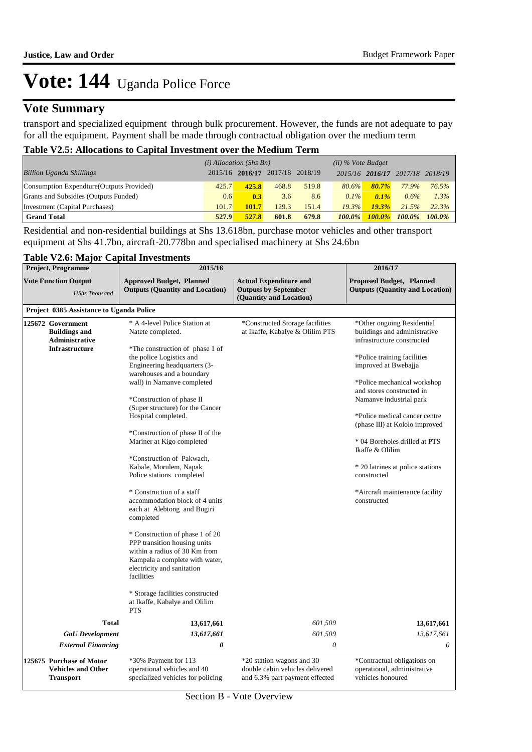# Vote: 144 Uganda Police Force

## Vote Summary

transport and specialized equipment through bulk procurement. However, the funds are not adequate to pay for all the equipment. Payment shall be made through contractual obligation over the medium term

**Table V2.5: Allocations to Capital Investment over the Medium Term**

| *Billion Uganda Shillings* | *(i) Allocation (Shs Bn)* 2015/16 | **2016/17** | 2017/18 | 2018/19 | *(ii) % Vote Budget* 2015/16 | **2016/17** | 2017/18 | 2018/19 |
|---|---|---|---|---|---|---|---|---|
| Consumption Expendture(Outputs Provided) | 425.7 | **425.8** | 468.8 | 519.8 | *80.6%* | ***80.7%*** | *77.9%* | *76.5%* |
| Grants and Subsidies (Outputs Funded) | 0.6 | **0.3** | 3.6 | 8.6 | *0.1%* | ***0.1%*** | *0.6%* | *1.3%* |
| Investment (Capital Purchases) | 101.7 | **101.7** | 129.3 | 151.4 | *19.3%* | ***19.3%*** | *21.5%* | *22.3%* |
| **Grand Total** | **527.9** | **527.8** | **601.8** | **679.8** | ***100.0%*** | ***100.0%*** | ***100.0%*** | ***100.0%*** |

Residential and non-residential buildings at Shs 13.618bn, purchase motor vehicles and other transport equipment at Shs 41.7bn, aircraft-20.778bn and specialised machinery at Shs 24.6bn

**Table V2.6: Major Capital Investments**

| **Project, Programme** | **2015/16** | | **2016/17** |
|---|---|---|---|
| **Vote Function Output** *UShs Thousand* | **Approved Budget, Planned Outputs (Quantity and Location)** | **Actual Expenditure and Outputs by September (Quantity and Location)** | **Proposed Budget, Planned Outputs (Quantity and Location)** |
| **Project 0385 Assistance to Uganda Police** | | | |
| **125672 Government Buildings and Administrative Infrastructure** | * A 4-level Police Station at Natete completed.<br><br>*The construction of phase 1 of the police Logistics and Engineering headquarters (3-warehouses and a boundary wall) in Namanve completed<br><br>*Construction of phase II (Super structure) for the Cancer Hospital completed.<br><br>*Construction of phase II of the Mariner at Kigo completed<br><br>*Construction of Pakwach, Kabale, Morulem, Napak Police stations completed<br><br>* Construction of a staff accommodation block of 4 units each at Alebtong and Bugiri completed<br><br>* Construction of phase 1 of 20 PPP transition housing units within a radius of 30 Km from Kampala a complete with water, electricity and sanitation facilities<br><br>* Storage facilities constructed at Ikaffe, Kabalye and Olilim PTS | *Constructed Storage facilities at Ikaffe, Kabalye & Olilim PTS | *Other ongoing Residential buildings and administrative infrastructure constructed<br><br>*Police training facilities improved at Bwebajja<br><br>*Police mechanical workshop and stores constructed in Namanve industrial park<br><br>*Police medical cancer centre (phase III) at Kololo improved<br><br>* 04 Boreholes drilled at PTS Ikaffe & Olilim<br><br>* 20 latrines at police stations constructed<br><br>*Aircraft maintenance facility constructed |
| **Total** | **13,617,661** | *601,509* | **13,617,661** |
| ***GoU Development*** | ***13,617,661*** | *601,509* | *13,617,661* |
| ***External Financing*** | ***0*** | *0* | *0* |
| **125675 Purchase of Motor Vehicles and Other Transport** | *30% Payment for 113 operational vehicles and 40 specialized vehicles for policing | *20 station wagons and 30 double cabin vehicles delivered and 6.3% part payment effected | *Contractual obligations on operational, administrative vehicles honoured |

Section B - Vote Overview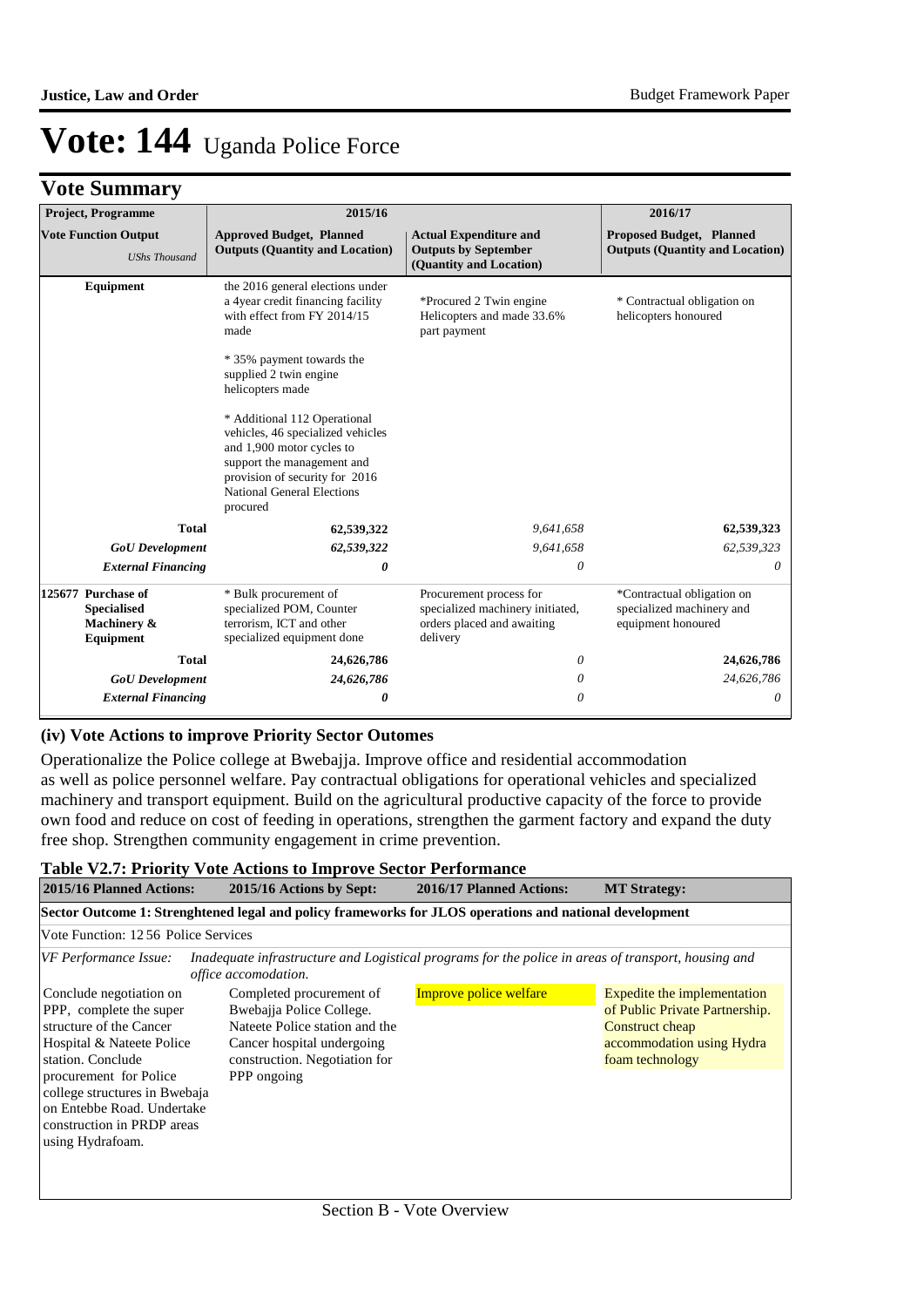# Vote: 144 Uganda Police Force

## Vote Summary

| Project, Programme | 2015/16 | | 2016/17 |
|---|---|---|---|
| **Vote Function Output** *UShs Thousand* | **Approved Budget, Planned Outputs (Quantity and Location)** | **Actual Expenditure and Outputs by September (Quantity and Location)** | **Proposed Budget, Planned Outputs (Quantity and Location)** |
| **Equipment** | the 2016 general elections under a 4year credit financing facility with effect from FY 2014/15 made<br><br>* 35% payment towards the supplied 2 twin engine helicopters made<br><br>* Additional 112 Operational vehicles, 46 specialized vehicles and 1,900 motor cycles to support the management and provision of security for 2016 National General Elections procured | *Procured 2 Twin engine Helicopters and made 33.6% part payment | * Contractual obligation on helicopters honoured |
| **Total** | **62,539,322** | *9,641,658* | **62,539,323** |
| ***GoU Development*** | ***62,539,322*** | *9,641,658* | *62,539,323* |
| ***External Financing*** | ***0*** | *0* | *0* |
| **125677 Purchase of Specialised Machinery & Equipment** | * Bulk procurement of specialized POM, Counter terrorism, ICT and other specialized equipment done | Procurement process for specialized machinery initiated, orders placed and awaiting delivery | *Contractual obligation on specialized machinery and equipment honoured |
| **Total** | **24,626,786** | *0* | **24,626,786** |
| ***GoU Development*** | ***24,626,786*** | *0* | *24,626,786* |
| ***External Financing*** | ***0*** | *0* | *0* |

### (iv) Vote Actions to improve Priority Sector Outomes

Operationalize the Police college at Bwebajja. Improve office and residential accommodation as well as police personnel welfare. Pay contractual obligations for operational vehicles and specialized machinery and transport equipment. Build on the agricultural productive capacity of the force to provide own food and reduce on cost of feeding in operations, strengthen the garment factory and expand the duty free shop. Strengthen community engagement in crime prevention.

### Table V2.7: Priority Vote Actions to Improve Sector Performance

| 2015/16 Planned Actions: | 2015/16 Actions by Sept: | 2016/17 Planned Actions: | MT Strategy: |
|---|---|---|---|
| **Sector Outcome 1: Strenghtened legal and policy frameworks for JLOS operations and national development** | | | |
| Vote Function: 12 56 Police Services | | | |
| *VF Performance Issue:* *Inadequate infrastructure and Logistical programs for the police in areas of transport, housing and office accomodation.* | | | |
| Conclude negotiation on PPP, complete the super structure of the Cancer Hospital & Nateete Police station. Conclude procurement for Police college structures in Bwebaja on Entebbe Road. Undertake construction in PRDP areas using Hydrafoam. | Completed procurement of Bwebajja Police College. Nateete Police station and the Cancer hospital undergoing construction. Negotiation for PPP ongoing | Improve police welfare | Expedite the implementation of Public Private Partnership. Construct cheap accommodation using Hydra foam technology |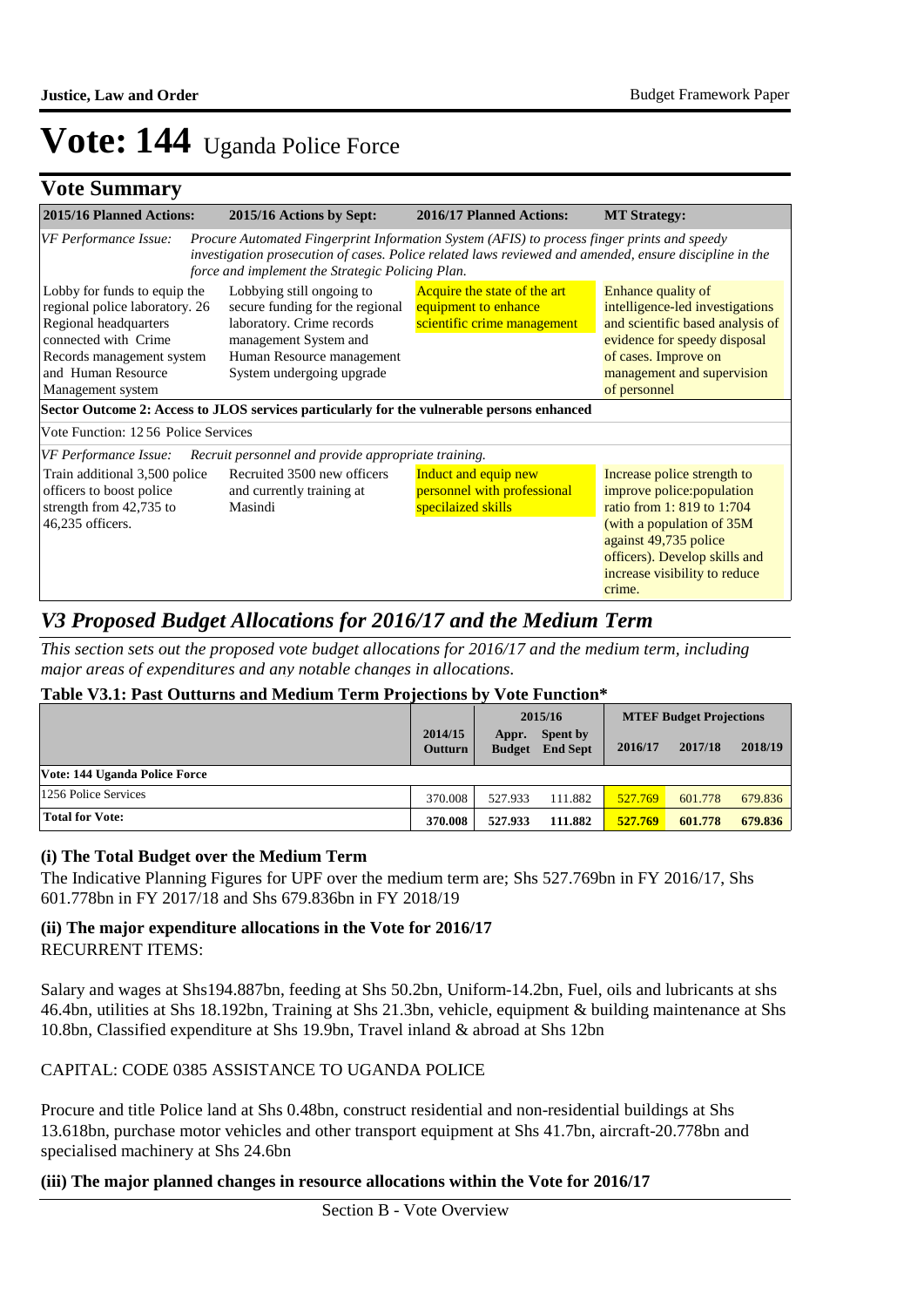# Vote: 144 Uganda Police Force

## Vote Summary

| 2015/16 Planned Actions: | 2015/16 Actions by Sept: | 2016/17 Planned Actions: | MT Strategy: |
|---|---|---|---|
| *VF Performance Issue:* *Procure Automated Fingerprint Information System (AFIS) to process finger prints and speedy investigation prosecution of cases. Police related laws reviewed and amended, ensure discipline in the force and implement the Strategic Policing Plan.* | | | |
| Lobby for funds to equip the regional police laboratory. 26 Regional headquarters connected with Crime Records management system and Human Resource Management system | Lobbying still ongoing to secure funding for the regional laboratory. Crime records management System and Human Resource management System undergoing upgrade | Acquire the state of the art equipment to enhance scientific crime management | Enhance quality of intelligence-led investigations and scientific based analysis of evidence for speedy disposal of cases. Improve on management and supervision of personnel |
| **Sector Outcome 2: Access to JLOS services particularly for the vulnerable persons enhanced** | | | |
| Vote Function: 12 56 Police Services | | | |
| *VF Performance Issue:* *Recruit personnel and provide appropriate training.* | | | |
| Train additional 3,500 police officers to boost police strength from 42,735 to 46,235 officers. | Recruited 3500 new officers and currently training at Masindi | Induct and equip new personnel with professional specilaized skills | Increase police strength to improve police:population ratio from 1: 819 to 1:704 (with a population of 35M against 49,735 police officers). Develop skills and increase visibility to reduce crime. |

## *V3 Proposed Budget Allocations for 2016/17 and the Medium Term*

*This section sets out the proposed vote budget allocations for 2016/17 and the medium term, including major areas of expenditures and any notable changes in allocations.*

**Table V3.1: Past Outturns and Medium Term Projections by Vote Function***

| | 2014/15 Outturn | 2015/16 Appr. Budget | 2015/16 Spent by End Sept | MTEF Budget Projections 2016/17 | 2017/18 | 2018/19 |
|---|---|---|---|---|---|---|
| **Vote: 144 Uganda Police Force** | | | | | | |
| 1256 Police Services | 370.008 | 527.933 | 111.882 | 527.769 | 601.778 | 679.836 |
| **Total for Vote:** | **370.008** | **527.933** | **111.882** | **527.769** | **601.778** | **679.836** |

### (i) The Total Budget over the Medium Term

The Indicative Planning Figures for UPF over the medium term are; Shs 527.769bn in FY 2016/17, Shs 601.778bn in FY 2017/18 and Shs 679.836bn in FY 2018/19

### (ii) The major expenditure allocations in the Vote for 2016/17

RECURRENT ITEMS:

Salary and wages at Shs194.887bn, feeding at Shs 50.2bn, Uniform-14.2bn, Fuel, oils and lubricants at shs 46.4bn, utilities at Shs 18.192bn, Training at Shs 21.3bn, vehicle, equipment & building maintenance at Shs 10.8bn, Classified expenditure at Shs 19.9bn, Travel inland & abroad at Shs 12bn

CAPITAL: CODE 0385 ASSISTANCE TO UGANDA POLICE

Procure and title Police land at Shs 0.48bn, construct residential and non-residential buildings at Shs 13.618bn, purchase motor vehicles and other transport equipment at Shs 41.7bn, aircraft-20.778bn and specialised machinery at Shs 24.6bn

### (iii) The major planned changes in resource allocations within the Vote for 2016/17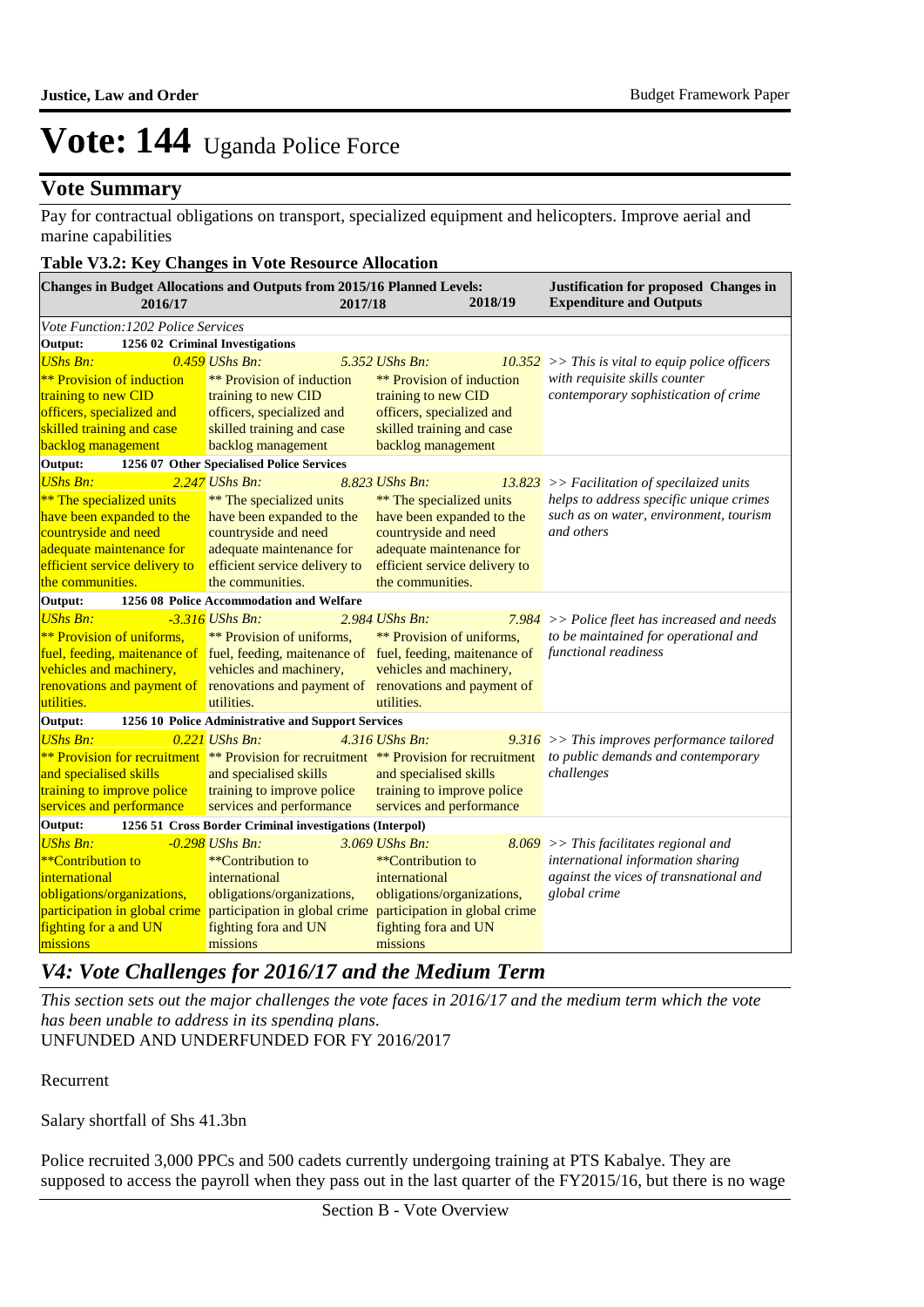# Vote: 144 Uganda Police Force

## Vote Summary

Pay for contractual obligations on transport, specialized equipment and helicopters. Improve aerial and marine capabilities

**Table V3.2: Key Changes in Vote Resource Allocation**

| Changes in Budget Allocations and Outputs from 2015/16 Planned Levels: 2016/17 | 2017/18 | 2018/19 | Justification for proposed Changes in Expenditure and Outputs |
|---|---|---|---|
| *Vote Function:1202 Police Services* | | | |
| **Output: 1256 02 Criminal Investigations** | | | |
| *UShs Bn: 0.459* ** Provision of induction training to new CID officers, specialized and skilled training and case backlog management | *UShs Bn: 5.352* ** Provision of induction training to new CID officers, specialized and skilled training and case backlog management | *UShs Bn: 10.352* ** Provision of induction training to new CID officers, specialized and skilled training and case backlog management | *>> This is vital to equip police officers with requisite skills counter contemporary sophistication of crime* |
| **Output: 1256 07 Other Specialised Police Services** | | | |
| *UShs Bn: 2.247* ** The specialized units have been expanded to the countryside and need adequate maintenance for efficient service delivery to the communities. | *UShs Bn: 8.823* ** The specialized units have been expanded to the countryside and need adequate maintenance for efficient service delivery to the communities. | *UShs Bn: 13.823* ** The specialized units have been expanded to the countryside and need adequate maintenance for efficient service delivery to the communities. | *>> Facilitation of specialized units helps to address specific unique crimes such as on water, environment, tourism and others* |
| **Output: 1256 08 Police Accommodation and Welfare** | | | |
| *UShs Bn: -3.316* ** Provision of uniforms, fuel, feeding, maitenance of vehicles and machinery, renovations and payment of utilities. | *UShs Bn: 2.984* ** Provision of uniforms, fuel, feeding, maitenance of vehicles and machinery, renovations and payment of utilities. | *UShs Bn: 7.984* ** Provision of uniforms, fuel, feeding, maitenance of vehicles and machinery, renovations and payment of utilities. | *>> Police fleet has increased and needs to be maintained for operational and functional readiness* |
| **Output: 1256 10 Police Administrative and Support Services** | | | |
| *UShs Bn: 0.221* ** Provision for recruitment and specialised skills training to improve police services and performance | *UShs Bn: 4.316* ** Provision for recruitment and specialised skills training to improve police services and performance | *UShs Bn: 9.316* ** Provision for recruitment and specialised skills training to improve police services and performance | *>> This improves performance tailored to public demands and contemporary challenges* |
| **Output: 1256 51 Cross Border Criminal investigations (Interpol)** | | | |
| *UShs Bn: -0.298* **Contribution to international obligations/organizations, participation in global crime fighting for a and UN missions | *UShs Bn: 3.069* **Contribution to international obligations/organizations, participation in global crime fighting fora and UN missions | *UShs Bn: 8.069* **Contribution to international obligations/organizations, participation in global crime fighting fora and UN missions | *>> This facilitates regional and international information sharing against the vices of transnational and global crime* |

## *V4: Vote Challenges for 2016/17 and the Medium Term*

*This section sets out the major challenges the vote faces in 2016/17 and the medium term which the vote has been unable to address in its spending plans.*

UNFUNDED AND UNDERFUNDED FOR FY 2016/2017

Recurrent

Salary shortfall of Shs 41.3bn

Police recruited 3,000 PPCs and 500 cadets currently undergoing training at PTS Kabalye. They are supposed to access the payroll when they pass out in the last quarter of the FY2015/16, but there is no wage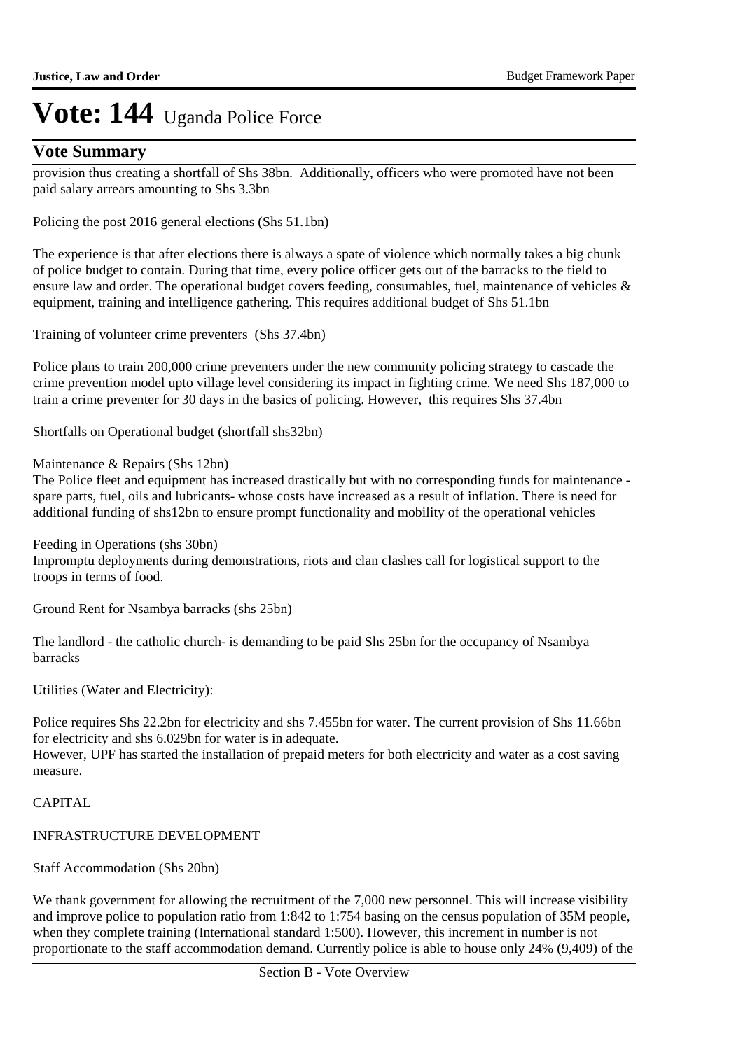# Vote: 144 Uganda Police Force

## Vote Summary

provision thus creating a shortfall of Shs 38bn. Additionally, officers who were promoted have not been paid salary arrears amounting to Shs 3.3bn

Policing the post 2016 general elections (Shs 51.1bn)

The experience is that after elections there is always a spate of violence which normally takes a big chunk of police budget to contain. During that time, every police officer gets out of the barracks to the field to ensure law and order. The operational budget covers feeding, consumables, fuel, maintenance of vehicles & equipment, training and intelligence gathering. This requires additional budget of Shs 51.1bn

Training of volunteer crime preventers (Shs 37.4bn)

Police plans to train 200,000 crime preventers under the new community policing strategy to cascade the crime prevention model upto village level considering its impact in fighting crime. We need Shs 187,000 to train a crime preventer for 30 days in the basics of policing. However, this requires Shs 37.4bn

Shortfalls on Operational budget (shortfall shs32bn)

Maintenance & Repairs (Shs 12bn)
The Police fleet and equipment has increased drastically but with no corresponding funds for maintenance - spare parts, fuel, oils and lubricants- whose costs have increased as a result of inflation. There is need for additional funding of shs12bn to ensure prompt functionality and mobility of the operational vehicles

Feeding in Operations (shs 30bn)
Impromptu deployments during demonstrations, riots and clan clashes call for logistical support to the troops in terms of food.

Ground Rent for Nsambya barracks (shs 25bn)

The landlord - the catholic church- is demanding to be paid Shs 25bn for the occupancy of Nsambya barracks

Utilities (Water and Electricity):

Police requires Shs 22.2bn for electricity and shs 7.455bn for water. The current provision of Shs 11.66bn for electricity and shs 6.029bn for water is in adequate.
However, UPF has started the installation of prepaid meters for both electricity and water as a cost saving measure.

CAPITAL

INFRASTRUCTURE DEVELOPMENT

Staff Accommodation (Shs 20bn)

We thank government for allowing the recruitment of the 7,000 new personnel. This will increase visibility and improve police to population ratio from 1:842 to 1:754 basing on the census population of 35M people, when they complete training (International standard 1:500). However, this increment in number is not proportionate to the staff accommodation demand. Currently police is able to house only 24% (9,409) of the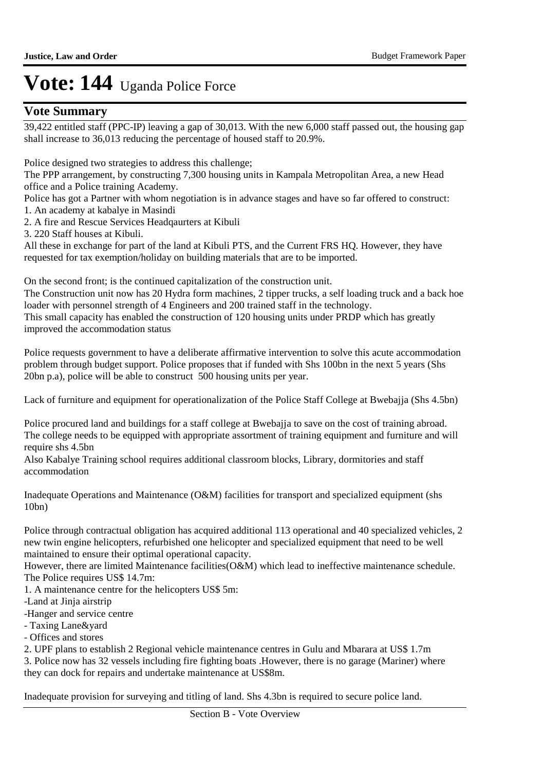# Vote: 144 Uganda Police Force

## Vote Summary

39,422 entitled staff (PPC-IP) leaving a gap of 30,013. With the new 6,000 staff passed out, the housing gap shall increase to 36,013 reducing the percentage of housed staff to 20.9%.

Police designed two strategies to address this challenge;
The PPP arrangement, by constructing 7,300 housing units in Kampala Metropolitan Area, a new Head office and a Police training Academy.
Police has got a Partner with whom negotiation is in advance stages and have so far offered to construct:
1. An academy at kabalye in Masindi
2. A fire and Rescue Services Headqaurters at Kibuli
3. 220 Staff houses at Kibuli.

All these in exchange for part of the land at Kibuli PTS, and the Current FRS HQ. However, they have requested for tax exemption/holiday on building materials that are to be imported.

On the second front; is the continued capitalization of the construction unit.
The Construction unit now has 20 Hydra form machines, 2 tipper trucks, a self loading truck and a back hoe loader with personnel strength of 4 Engineers and 200 trained staff in the technology.
This small capacity has enabled the construction of 120 housing units under PRDP which has greatly improved the accommodation status

Police requests government to have a deliberate affirmative intervention to solve this acute accommodation problem through budget support. Police proposes that if funded with Shs 100bn in the next 5 years (Shs 20bn p.a), police will be able to construct 500 housing units per year.

Lack of furniture and equipment for operationalization of the Police Staff College at Bwebajja (Shs 4.5bn)

Police procured land and buildings for a staff college at Bwebajja to save on the cost of training abroad. The college needs to be equipped with appropriate assortment of training equipment and furniture and will require shs 4.5bn
Also Kabalye Training school requires additional classroom blocks, Library, dormitories and staff accommodation

Inadequate Operations and Maintenance (O&M) facilities for transport and specialized equipment (shs 10bn)

Police through contractual obligation has acquired additional 113 operational and 40 specialized vehicles, 2 new twin engine helicopters, refurbished one helicopter and specialized equipment that need to be well maintained to ensure their optimal operational capacity.
However, there are limited Maintenance facilities(O&M) which lead to ineffective maintenance schedule. The Police requires US$ 14.7m:
1. A maintenance centre for the helicopters US$ 5m:
-Land at Jinja airstrip
-Hanger and service centre
- Taxing Lane&yard
- Offices and stores
2. UPF plans to establish 2 Regional vehicle maintenance centres in Gulu and Mbarara at US$ 1.7m
3. Police now has 32 vessels including fire fighting boats .However, there is no garage (Mariner) where they can dock for repairs and undertake maintenance at US$8m.

Inadequate provision for surveying and titling of land. Shs 4.3bn is required to secure police land.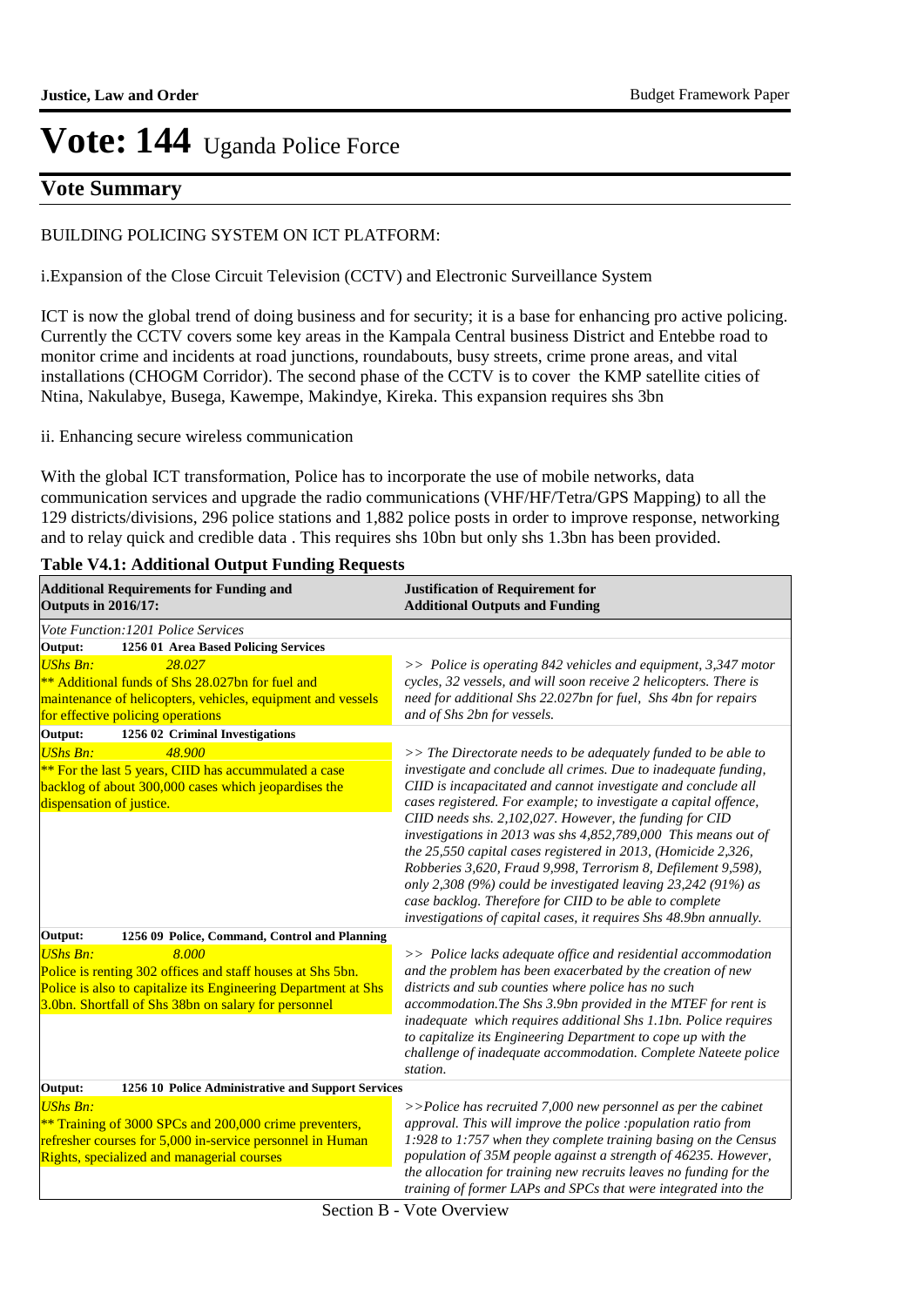# Vote: 144 Uganda Police Force

## Vote Summary

BUILDING POLICING SYSTEM ON ICT PLATFORM:

i.Expansion of the Close Circuit Television (CCTV) and Electronic Surveillance System

ICT is now the global trend of doing business and for security; it is a base for enhancing pro active policing. Currently the CCTV covers some key areas in the Kampala Central business District and Entebbe road to monitor crime and incidents at road junctions, roundabouts, busy streets, crime prone areas, and vital installations (CHOGM Corridor). The second phase of the CCTV is to cover the KMP satellite cities of Ntina, Nakulabye, Busega, Kawempe, Makindye, Kireka. This expansion requires shs 3bn

ii. Enhancing secure wireless communication

With the global ICT transformation, Police has to incorporate the use of mobile networks, data communication services and upgrade the radio communications (VHF/HF/Tetra/GPS Mapping) to all the 129 districts/divisions, 296 police stations and 1,882 police posts in order to improve response, networking and to relay quick and credible data . This requires shs 10bn but only shs 1.3bn has been provided.

**Table V4.1: Additional Output Funding Requests**

| **Additional Requirements for Funding and Outputs in 2016/17:** | **Justification of Requirement for Additional Outputs and Funding** |
|---|---|
| *Vote Function:1201 Police Services* | |
| **Output: 1256 01 Area Based Policing Services** | |
| *UShs Bn:* *28.027*<br>** Additional funds of Shs 28.027bn for fuel and maintenance of helicopters, vehicles, equipment and vessels for effective policing operations | *>> Police is operating 842 vehicles and equipment, 3,347 motor cycles, 32 vessels, and will soon receive 2 helicopters. There is need for additional Shs 22.027bn for fuel, Shs 4bn for repairs and of Shs 2bn for vessels.* |
| **Output: 1256 02 Criminal Investigations** | |
| *UShs Bn:* *48.900*<br>** For the last 5 years, CIID has accummulated a case backlog of about 300,000 cases which jeopardises the dispensation of justice. | *>> The Directorate needs to be adequately funded to be able to investigate and conclude all crimes. Due to inadequate funding, CIID is incapacitated and cannot investigate and conclude all cases registered. For example; to investigate a capital offence, CIID needs shs. 2,102,027. However, the funding for CID investigations in 2013 was shs 4,852,789,000 This means out of the 25,550 capital cases registered in 2013, (Homicide 2,326, Robberies 3,620, Fraud 9,998, Terrorism 8, Defilement 9,598), only 2,308 (9%) could be investigated leaving 23,242 (91%) as case backlog. Therefore for CIID to be able to complete investigations of capital cases, it requires Shs 48.9bn annually.* |
| **Output: 1256 09 Police, Command, Control and Planning** | |
| *UShs Bn:* *8.000*<br>Police is renting 302 offices and staff houses at Shs 5bn. Police is also to capitalize its Engineering Department at Shs 3.0bn. Shortfall of Shs 38bn on salary for personnel | *>> Police lacks adequate office and residential accommodation and the problem has been exacerbated by the creation of new districts and sub counties where police has no such accommodation.The Shs 3.9bn provided in the MTEF for rent is inadequate which requires additional Shs 1.1bn. Police requires to capitalize its Engineering Department to cope up with the challenge of inadequate accommodation. Complete Nateete police station.* |
| **Output: 1256 10 Police Administrative and Support Services** | |
| *UShs Bn:*<br>** Training of 3000 SPCs and 200,000 crime preventers, refresher courses for 5,000 in-service personnel in Human Rights, specialized and managerial courses | *>>Police has recruited 7,000 new personnel as per the cabinet approval. This will improve the police :population ratio from 1:928 to 1:757 when they complete training basing on the Census population of 35M people against a strength of 46235. However, the allocation for training new recruits leaves no funding for the training of former LAPs and SPCs that were integrated into the* |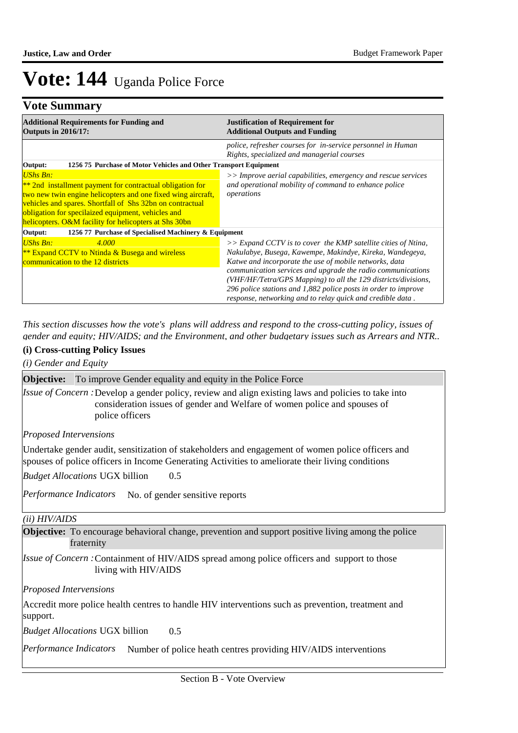# Vote: 144 Uganda Police Force

## Vote Summary

| Additional Requirements for Funding and Outputs in 2016/17: | Justification of Requirement for Additional Outputs and Funding |
|---|---|
| | *police, refresher courses for in-service personnel in Human Rights, specialized and managerial courses* |
| **Output: 1256 75 Purchase of Motor Vehicles and Other Transport Equipment** | |
| *UShs Bn:* ** 2nd installment payment for contractual obligation for two new twin engine helicopters and one fixed wing aircraft, vehicles and spares. Shortfall of Shs 32bn on contractual obligation for specialized equipment, vehicles and helicopters. O&M facility for helicopters at Shs 30bn | *>> Improve aerial capabilities, emergency and rescue services and operational mobility of command to enhance police operations* |
| **Output: 1256 77 Purchase of Specialised Machinery & Equipment** | |
| *UShs Bn: 4.000* ** Expand CCTV to Ntinda & Busega and wireless communication to the 12 districts | *>> Expand CCTV is to cover the KMP satellite cities of Ntina, Nakulabye, Busega, Kawempe, Makindye, Kireka, Wandegeya, Katwe and incorporate the use of mobile networks, data communication services and upgrade the radio communications (VHF/HF/Tetra/GPS Mapping) to all the 129 districts/divisions, 296 police stations and 1,882 police posts in order to improve response, networking and to relay quick and credible data .* |

*This section discusses how the vote's plans will address and respond to the cross-cutting policy, issues of gender and equity; HIV/AIDS; and the Environment, and other budgetary issues such as Arrears and NTR..*

**(i) Cross-cutting Policy Issues**

*(i) Gender and Equity*

**Objective:** To improve Gender equality and equity in the Police Force

*Issue of Concern :* Develop a gender policy, review and align existing laws and policies to take into consideration issues of gender and Welfare of women police and spouses of police officers

*Proposed Interventions*

Undertake gender audit, sensitization of stakeholders and engagement of women police officers and spouses of police officers in Income Generating Activities to ameliorate their living conditions

*Budget Allocations* UGX billion 0.5

*Performance Indicators* No. of gender sensitive reports

*(ii) HIV/AIDS*

**Objective:** To encourage behavioral change, prevention and support positive living among the police fraternity

*Issue of Concern :* Containment of HIV/AIDS spread among police officers and support to those living with HIV/AIDS

*Proposed Interventions*

Accredit more police health centres to handle HIV interventions such as prevention, treatment and support.

*Budget Allocations* UGX billion 0.5

*Performance Indicators* Number of police heath centres providing HIV/AIDS interventions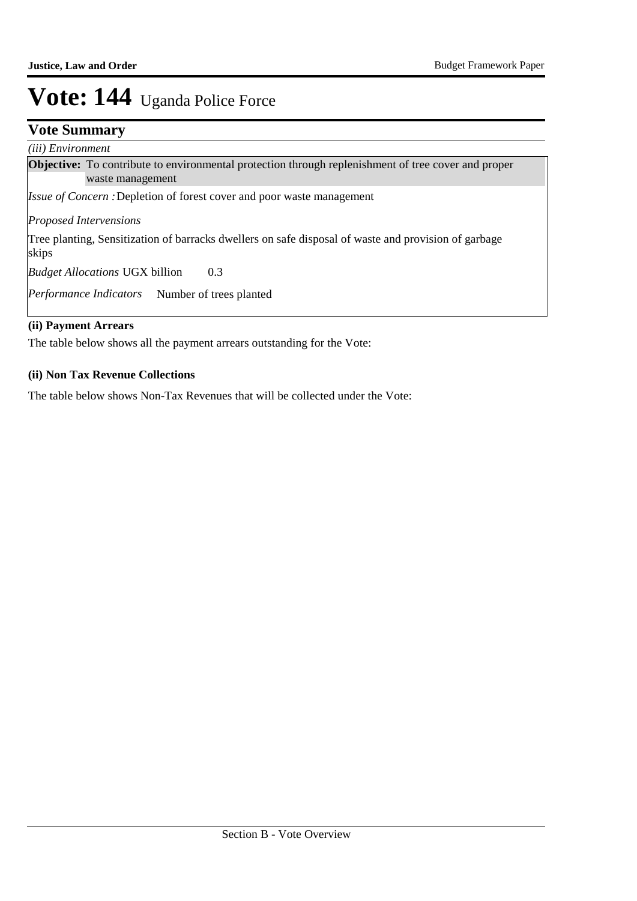# Vote: 144 Uganda Police Force

## Vote Summary

*(iii) Environment*

**Objective:** To contribute to environmental protection through replenishment of tree cover and proper waste management

*Issue of Concern :* Depletion of forest cover and poor waste management

*Proposed Interventions*

Tree planting, Sensitization of barracks dwellers on safe disposal of waste and provision of garbage skips

*Budget Allocations* UGX billion 0.3

*Performance Indicators* Number of trees planted

**(ii) Payment Arrears**

The table below shows all the payment arrears outstanding for the Vote:

**(ii) Non Tax Revenue Collections**

The table below shows Non-Tax Revenues that will be collected under the Vote: